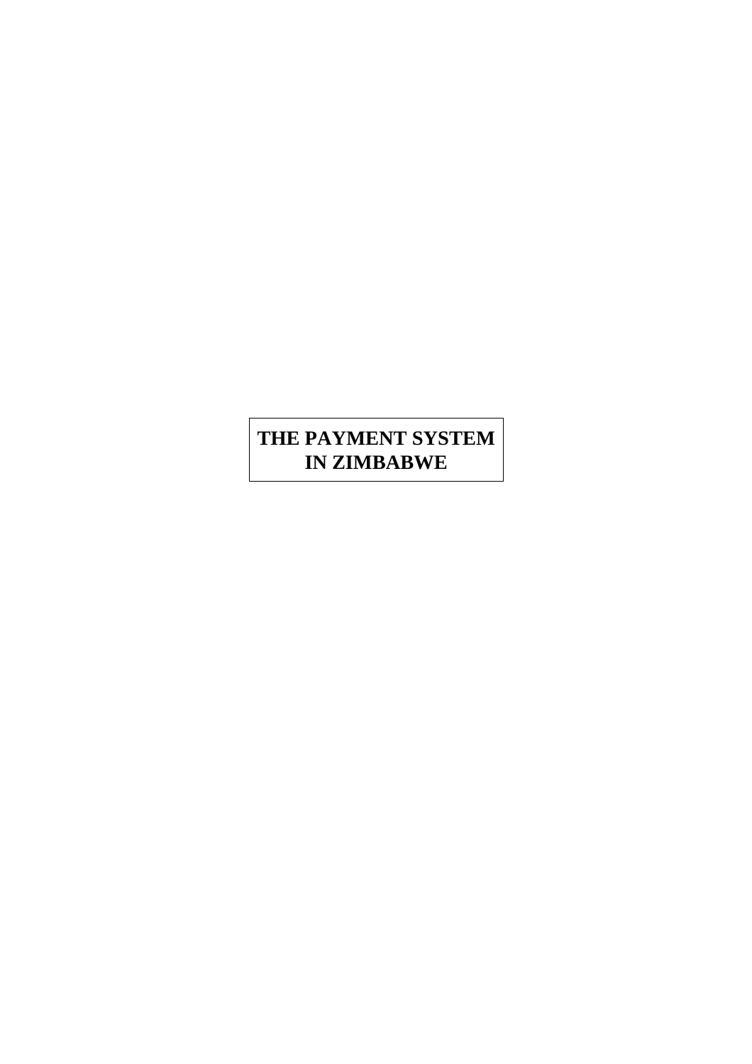# THE PAYMENT SYSTEM IN ZIMBABWE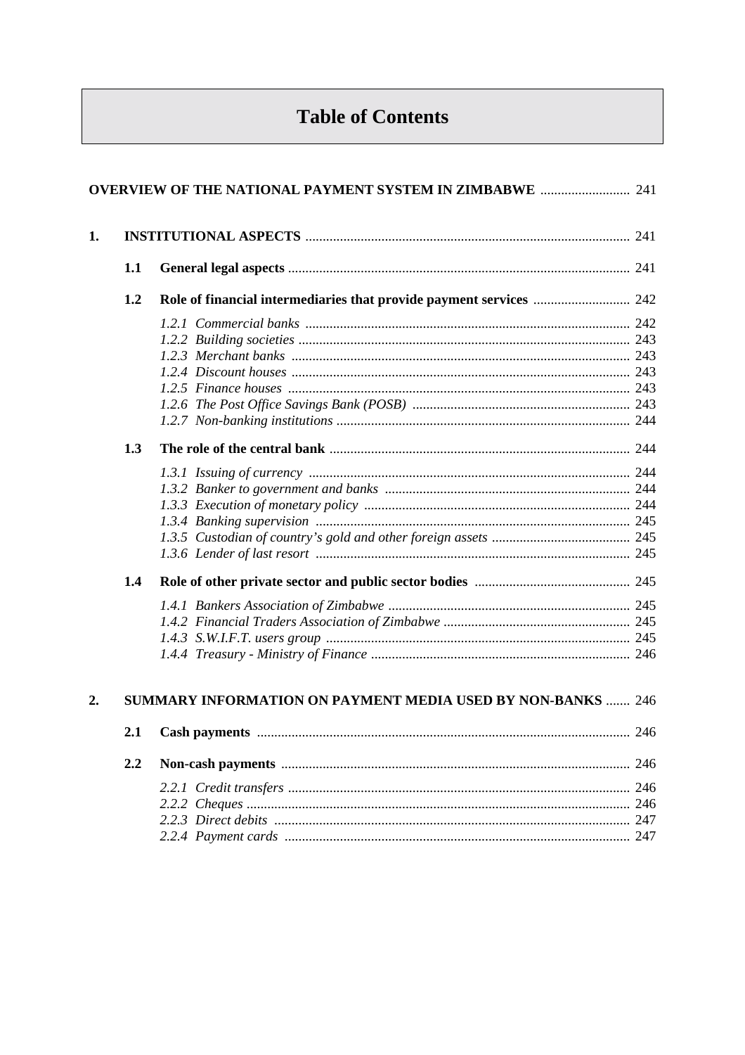# Table of Contents

**OVERVIEW OF THE NATIONAL PAYMENT SYSTEM IN ZIMBABWE** .......................... 241

**1. INSTITUTIONAL ASPECTS** .......................... 241

- **1.1 General legal aspects** .......................... 241
- **1.2 Role of financial intermediaries that provide payment services** .......................... 242
  - *1.2.1 Commercial banks* .......................... 242
  - *1.2.2 Building societies* .......................... 243
  - *1.2.3 Merchant banks* .......................... 243
  - *1.2.4 Discount houses* .......................... 243
  - *1.2.5 Finance houses* .......................... 243
  - *1.2.6 The Post Office Savings Bank (POSB)* .......................... 243
  - *1.2.7 Non-banking institutions* .......................... 244
- **1.3 The role of the central bank** .......................... 244
  - *1.3.1 Issuing of currency* .......................... 244
  - *1.3.2 Banker to government and banks* .......................... 244
  - *1.3.3 Execution of monetary policy* .......................... 244
  - *1.3.4 Banking supervision* .......................... 245
  - *1.3.5 Custodian of country's gold and other foreign assets* .......................... 245
  - *1.3.6 Lender of last resort* .......................... 245
- **1.4 Role of other private sector and public sector bodies** .......................... 245
  - *1.4.1 Bankers Association of Zimbabwe* .......................... 245
  - *1.4.2 Financial Traders Association of Zimbabwe* .......................... 245
  - *1.4.3 S.W.I.F.T. users group* .......................... 245
  - *1.4.4 Treasury - Ministry of Finance* .......................... 246

**2. SUMMARY INFORMATION ON PAYMENT MEDIA USED BY NON-BANKS** .......................... 246

- **2.1 Cash payments** .......................... 246
- **2.2 Non-cash payments** .......................... 246
  - *2.2.1 Credit transfers* .......................... 246
  - *2.2.2 Cheques* .......................... 246
  - *2.2.3 Direct debits* .......................... 247
  - *2.2.4 Payment cards* .......................... 247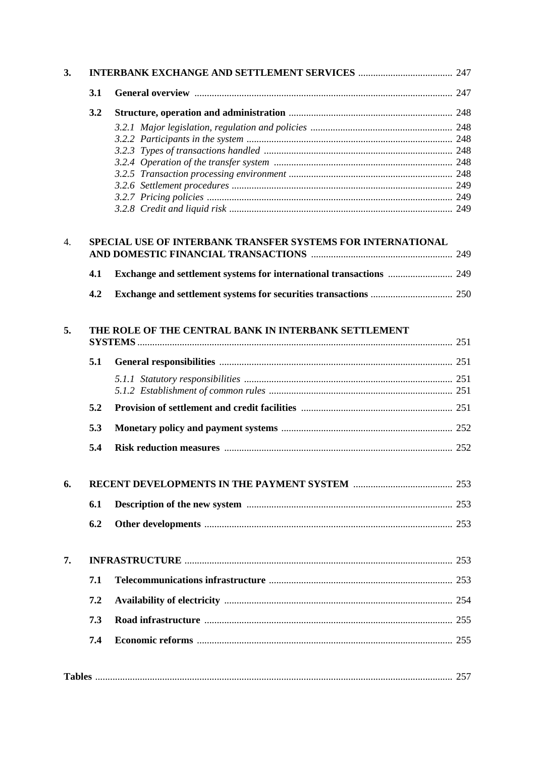**3.** **INTERBANK EXCHANGE AND SETTLEMENT SERVICES** ...................................... 247

**3.1** **General overview** ........................................................................................ 247

**3.2** **Structure, operation and administration** .................................................................. 248

*3.2.1 Major legislation, regulation and policies* .......................................................... 248
*3.2.2 Participants in the system* ................................................................................... 248
*3.2.3 Types of transactions handled* ............................................................................ 248
*3.2.4 Operation of the transfer system* ........................................................................ 248
*3.2.5 Transaction processing environment* .................................................................. 248
*3.2.6 Settlement procedures* ......................................................................................... 249
*3.2.7 Pricing policies* ................................................................................................... 249
*3.2.8 Credit and liquid risk* .......................................................................................... 249

4. **SPECIAL USE OF INTERBANK TRANSFER SYSTEMS FOR INTERNATIONAL AND DOMESTIC FINANCIAL TRANSACTIONS** ......................................................... 249

**4.1** **Exchange and settlement systems for international transactions** .......................... 249

**4.2** **Exchange and settlement systems for securities transactions** ................................. 250

**5.** **THE ROLE OF THE CENTRAL BANK IN INTERBANK SETTLEMENT SYSTEMS** .............................................................................................................. 251

**5.1** **General responsibilities** ............................................................................................. 251

*5.1.1 Statutory responsibilities* .................................................................................... 251
*5.1.2 Establishment of common rules* .......................................................................... 251

**5.2** **Provision of settlement and credit facilities** ............................................................. 251

**5.3** **Monetary policy and payment systems** ..................................................................... 252

**5.4** **Risk reduction measures** ........................................................................................... 252

**6.** **RECENT DEVELOPMENTS IN THE PAYMENT SYSTEM** ........................................ 253

**6.1** **Description of the new system** ................................................................................... 253

**6.2** **Other developments** ................................................................................................... 253

**7.** **INFRASTRUCTURE** ........................................................................................................... 253

**7.1** **Telecommunications infrastructure** .......................................................................... 253

**7.2** **Availability of electricity** ............................................................................................ 254

**7.3** **Road infrastructure** .................................................................................................... 255

**7.4** **Economic reforms** ....................................................................................................... 255

**Tables** ............................................................................................................................................... 257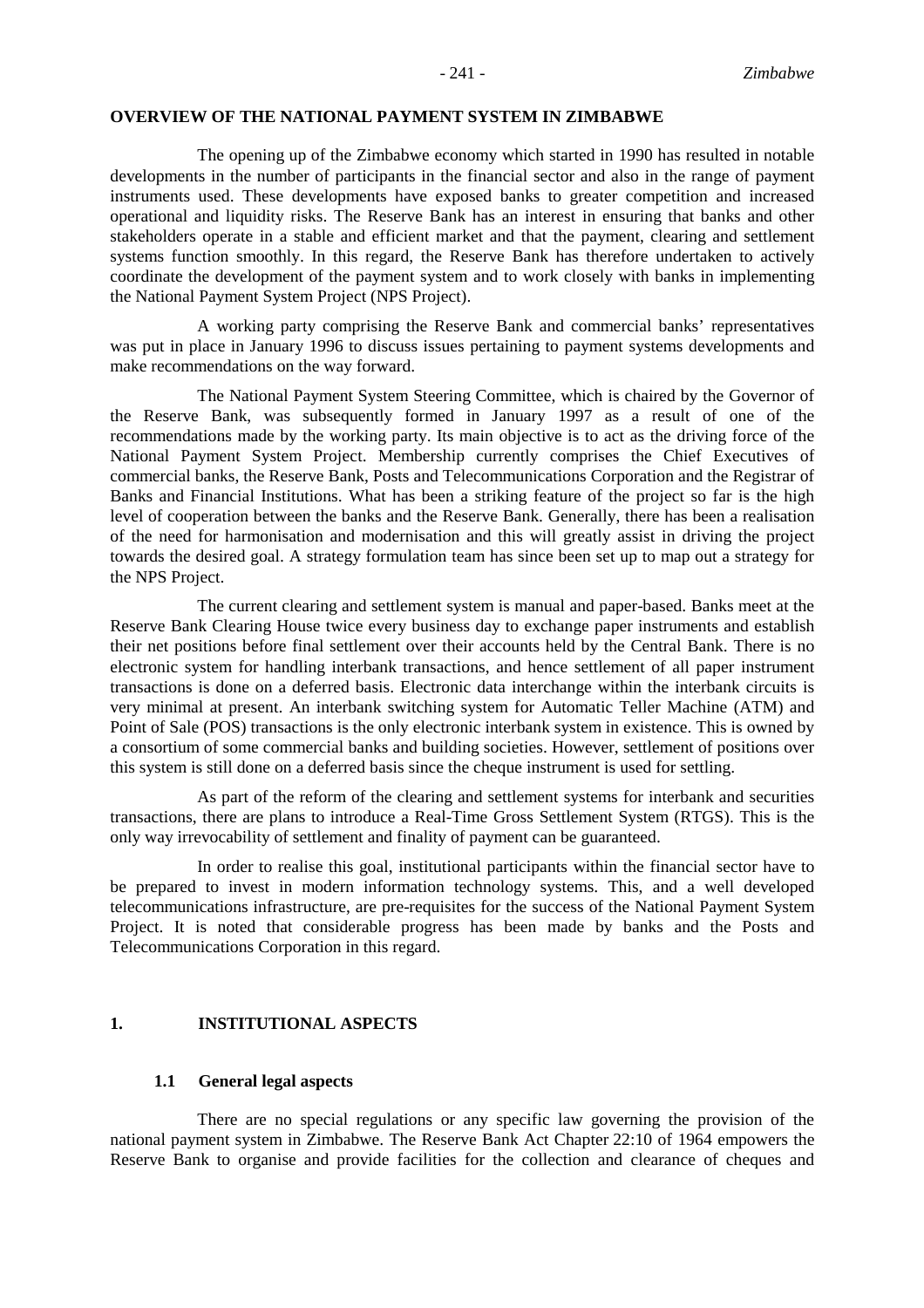## OVERVIEW OF THE NATIONAL PAYMENT SYSTEM IN ZIMBABWE

The opening up of the Zimbabwe economy which started in 1990 has resulted in notable developments in the number of participants in the financial sector and also in the range of payment instruments used. These developments have exposed banks to greater competition and increased operational and liquidity risks. The Reserve Bank has an interest in ensuring that banks and other stakeholders operate in a stable and efficient market and that the payment, clearing and settlement systems function smoothly. In this regard, the Reserve Bank has therefore undertaken to actively coordinate the development of the payment system and to work closely with banks in implementing the National Payment System Project (NPS Project).

A working party comprising the Reserve Bank and commercial banks' representatives was put in place in January 1996 to discuss issues pertaining to payment systems developments and make recommendations on the way forward.

The National Payment System Steering Committee, which is chaired by the Governor of the Reserve Bank, was subsequently formed in January 1997 as a result of one of the recommendations made by the working party. Its main objective is to act as the driving force of the National Payment System Project. Membership currently comprises the Chief Executives of commercial banks, the Reserve Bank, Posts and Telecommunications Corporation and the Registrar of Banks and Financial Institutions. What has been a striking feature of the project so far is the high level of cooperation between the banks and the Reserve Bank. Generally, there has been a realisation of the need for harmonisation and modernisation and this will greatly assist in driving the project towards the desired goal. A strategy formulation team has since been set up to map out a strategy for the NPS Project.

The current clearing and settlement system is manual and paper-based. Banks meet at the Reserve Bank Clearing House twice every business day to exchange paper instruments and establish their net positions before final settlement over their accounts held by the Central Bank. There is no electronic system for handling interbank transactions, and hence settlement of all paper instrument transactions is done on a deferred basis. Electronic data interchange within the interbank circuits is very minimal at present. An interbank switching system for Automatic Teller Machine (ATM) and Point of Sale (POS) transactions is the only electronic interbank system in existence. This is owned by a consortium of some commercial banks and building societies. However, settlement of positions over this system is still done on a deferred basis since the cheque instrument is used for settling.

As part of the reform of the clearing and settlement systems for interbank and securities transactions, there are plans to introduce a Real-Time Gross Settlement System (RTGS). This is the only way irrevocability of settlement and finality of payment can be guaranteed.

In order to realise this goal, institutional participants within the financial sector have to be prepared to invest in modern information technology systems. This, and a well developed telecommunications infrastructure, are pre-requisites for the success of the National Payment System Project. It is noted that considerable progress has been made by banks and the Posts and Telecommunications Corporation in this regard.

## 1. INSTITUTIONAL ASPECTS

### 1.1 General legal aspects

There are no special regulations or any specific law governing the provision of the national payment system in Zimbabwe. The Reserve Bank Act Chapter 22:10 of 1964 empowers the Reserve Bank to organise and provide facilities for the collection and clearance of cheques and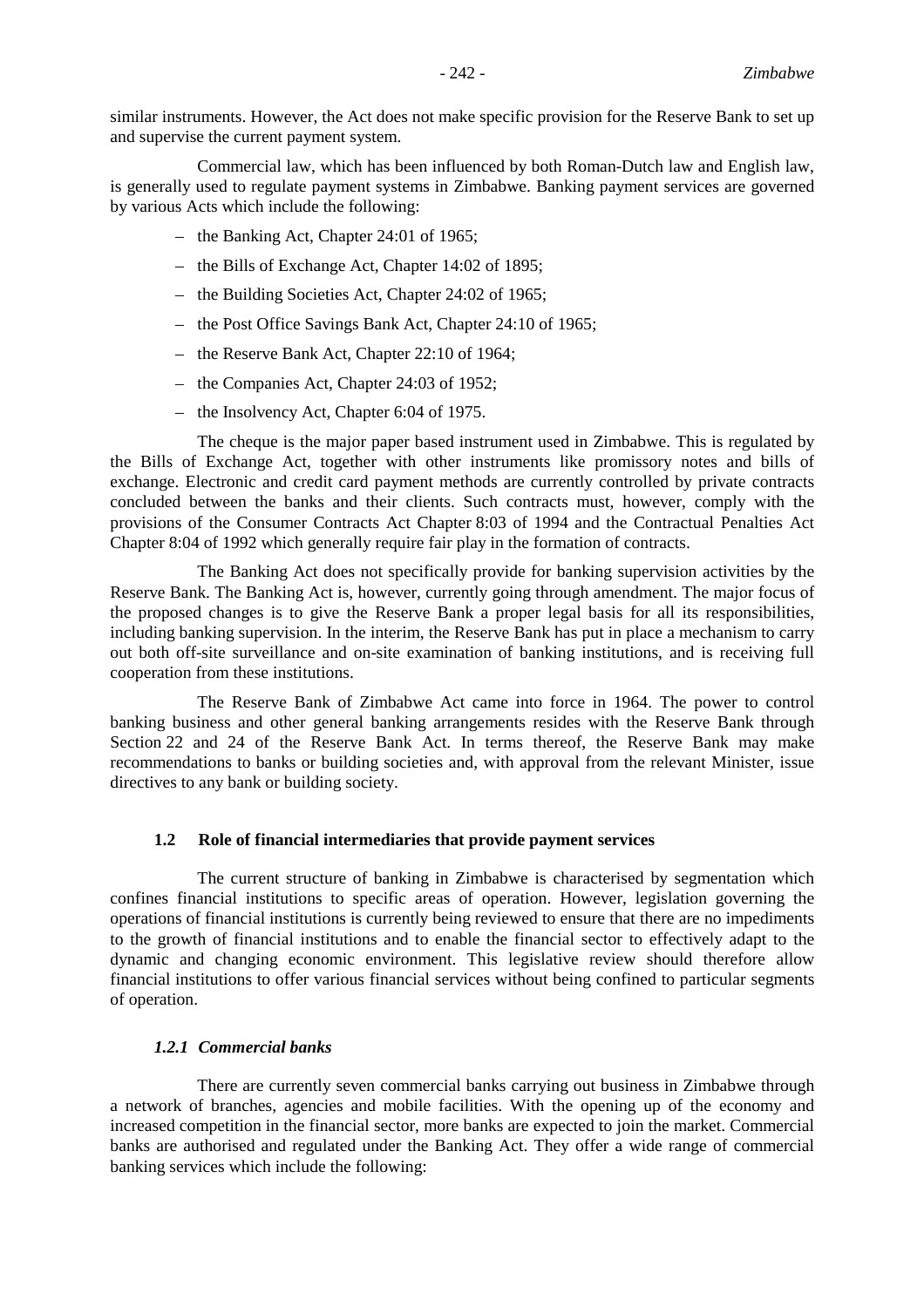similar instruments. However, the Act does not make specific provision for the Reserve Bank to set up and supervise the current payment system.

Commercial law, which has been influenced by both Roman-Dutch law and English law, is generally used to regulate payment systems in Zimbabwe. Banking payment services are governed by various Acts which include the following:

- the Banking Act, Chapter 24:01 of 1965;
- the Bills of Exchange Act, Chapter 14:02 of 1895;
- the Building Societies Act, Chapter 24:02 of 1965;
- the Post Office Savings Bank Act, Chapter 24:10 of 1965;
- the Reserve Bank Act, Chapter 22:10 of 1964;
- the Companies Act, Chapter 24:03 of 1952;
- the Insolvency Act, Chapter 6:04 of 1975.

The cheque is the major paper based instrument used in Zimbabwe. This is regulated by the Bills of Exchange Act, together with other instruments like promissory notes and bills of exchange. Electronic and credit card payment methods are currently controlled by private contracts concluded between the banks and their clients. Such contracts must, however, comply with the provisions of the Consumer Contracts Act Chapter 8:03 of 1994 and the Contractual Penalties Act Chapter 8:04 of 1992 which generally require fair play in the formation of contracts.

The Banking Act does not specifically provide for banking supervision activities by the Reserve Bank. The Banking Act is, however, currently going through amendment. The major focus of the proposed changes is to give the Reserve Bank a proper legal basis for all its responsibilities, including banking supervision. In the interim, the Reserve Bank has put in place a mechanism to carry out both off-site surveillance and on-site examination of banking institutions, and is receiving full cooperation from these institutions.

The Reserve Bank of Zimbabwe Act came into force in 1964. The power to control banking business and other general banking arrangements resides with the Reserve Bank through Section 22 and 24 of the Reserve Bank Act. In terms thereof, the Reserve Bank may make recommendations to banks or building societies and, with approval from the relevant Minister, issue directives to any bank or building society.

### 1.2 Role of financial intermediaries that provide payment services

The current structure of banking in Zimbabwe is characterised by segmentation which confines financial institutions to specific areas of operation. However, legislation governing the operations of financial institutions is currently being reviewed to ensure that there are no impediments to the growth of financial institutions and to enable the financial sector to effectively adapt to the dynamic and changing economic environment. This legislative review should therefore allow financial institutions to offer various financial services without being confined to particular segments of operation.

#### *1.2.1 Commercial banks*

There are currently seven commercial banks carrying out business in Zimbabwe through a network of branches, agencies and mobile facilities. With the opening up of the economy and increased competition in the financial sector, more banks are expected to join the market. Commercial banks are authorised and regulated under the Banking Act. They offer a wide range of commercial banking services which include the following: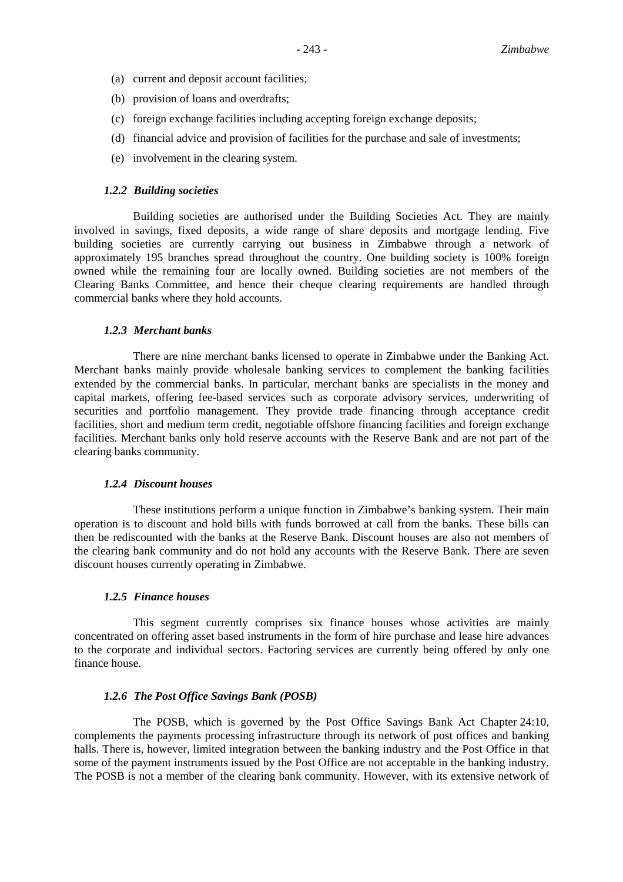(a) current and deposit account facilities;

(b) provision of loans and overdrafts;

(c) foreign exchange facilities including accepting foreign exchange deposits;

(d) financial advice and provision of facilities for the purchase and sale of investments;

(e) involvement in the clearing system.

#### *1.2.2 Building societies*

Building societies are authorised under the Building Societies Act. They are mainly involved in savings, fixed deposits, a wide range of share deposits and mortgage lending. Five building societies are currently carrying out business in Zimbabwe through a network of approximately 195 branches spread throughout the country. One building society is 100% foreign owned while the remaining four are locally owned. Building societies are not members of the Clearing Banks Committee, and hence their cheque clearing requirements are handled through commercial banks where they hold accounts.

#### *1.2.3 Merchant banks*

There are nine merchant banks licensed to operate in Zimbabwe under the Banking Act. Merchant banks mainly provide wholesale banking services to complement the banking facilities extended by the commercial banks. In particular, merchant banks are specialists in the money and capital markets, offering fee-based services such as corporate advisory services, underwriting of securities and portfolio management. They provide trade financing through acceptance credit facilities, short and medium term credit, negotiable offshore financing facilities and foreign exchange facilities. Merchant banks only hold reserve accounts with the Reserve Bank and are not part of the clearing banks community.

#### *1.2.4 Discount houses*

These institutions perform a unique function in Zimbabwe's banking system. Their main operation is to discount and hold bills with funds borrowed at call from the banks. These bills can then be rediscounted with the banks at the Reserve Bank. Discount houses are also not members of the clearing bank community and do not hold any accounts with the Reserve Bank. There are seven discount houses currently operating in Zimbabwe.

#### *1.2.5 Finance houses*

This segment currently comprises six finance houses whose activities are mainly concentrated on offering asset based instruments in the form of hire purchase and lease hire advances to the corporate and individual sectors. Factoring services are currently being offered by only one finance house.

#### *1.2.6 The Post Office Savings Bank (POSB)*

The POSB, which is governed by the Post Office Savings Bank Act Chapter 24:10, complements the payments processing infrastructure through its network of post offices and banking halls. There is, however, limited integration between the banking industry and the Post Office in that some of the payment instruments issued by the Post Office are not acceptable in the banking industry. The POSB is not a member of the clearing bank community. However, with its extensive network of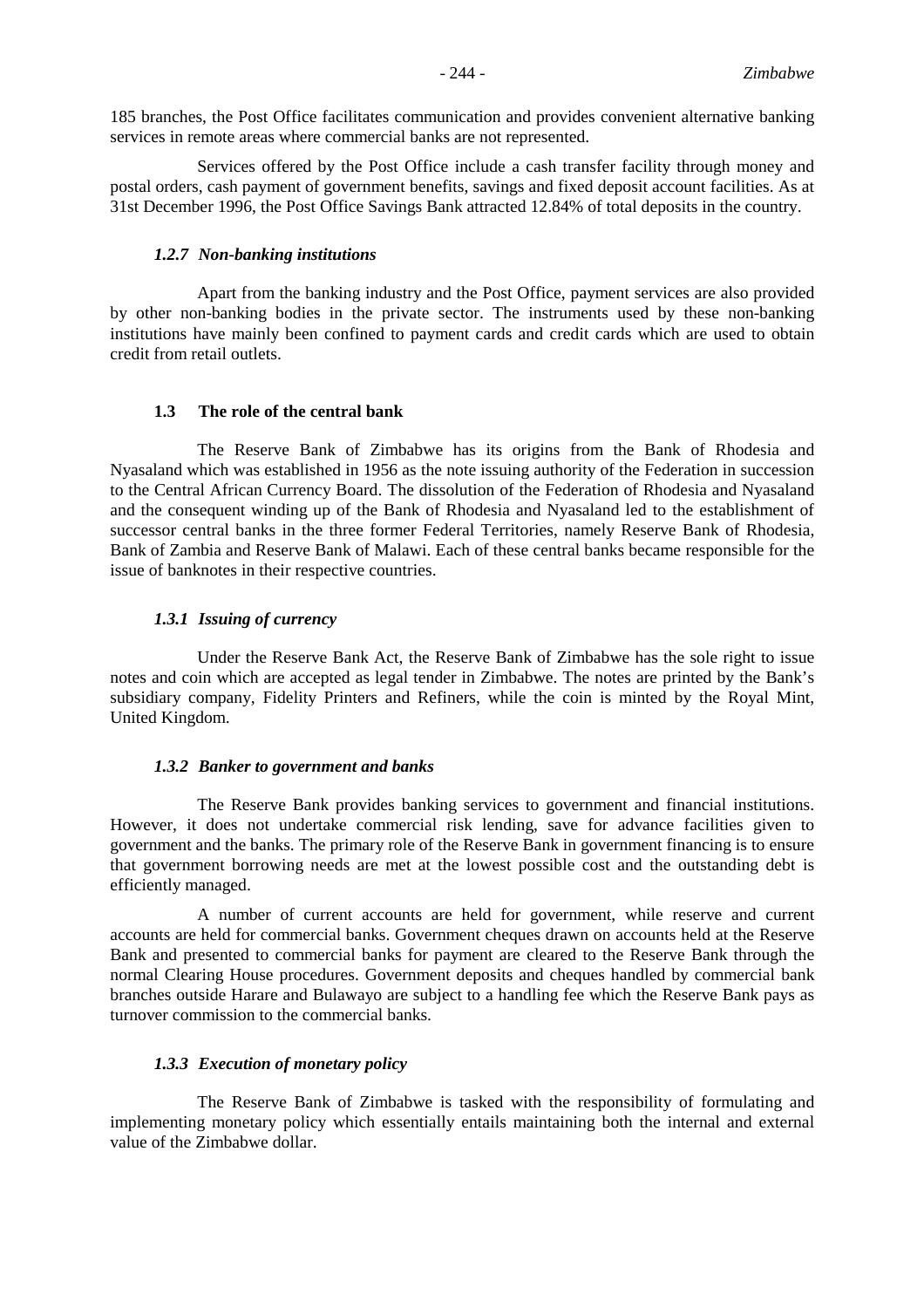185 branches, the Post Office facilitates communication and provides convenient alternative banking services in remote areas where commercial banks are not represented.

Services offered by the Post Office include a cash transfer facility through money and postal orders, cash payment of government benefits, savings and fixed deposit account facilities. As at 31st December 1996, the Post Office Savings Bank attracted 12.84% of total deposits in the country.

#### *1.2.7 Non-banking institutions*

Apart from the banking industry and the Post Office, payment services are also provided by other non-banking bodies in the private sector. The instruments used by these non-banking institutions have mainly been confined to payment cards and credit cards which are used to obtain credit from retail outlets.

### 1.3 The role of the central bank

The Reserve Bank of Zimbabwe has its origins from the Bank of Rhodesia and Nyasaland which was established in 1956 as the note issuing authority of the Federation in succession to the Central African Currency Board. The dissolution of the Federation of Rhodesia and Nyasaland and the consequent winding up of the Bank of Rhodesia and Nyasaland led to the establishment of successor central banks in the three former Federal Territories, namely Reserve Bank of Rhodesia, Bank of Zambia and Reserve Bank of Malawi. Each of these central banks became responsible for the issue of banknotes in their respective countries.

#### *1.3.1 Issuing of currency*

Under the Reserve Bank Act, the Reserve Bank of Zimbabwe has the sole right to issue notes and coin which are accepted as legal tender in Zimbabwe. The notes are printed by the Bank's subsidiary company, Fidelity Printers and Refiners, while the coin is minted by the Royal Mint, United Kingdom.

#### *1.3.2 Banker to government and banks*

The Reserve Bank provides banking services to government and financial institutions. However, it does not undertake commercial risk lending, save for advance facilities given to government and the banks. The primary role of the Reserve Bank in government financing is to ensure that government borrowing needs are met at the lowest possible cost and the outstanding debt is efficiently managed.

A number of current accounts are held for government, while reserve and current accounts are held for commercial banks. Government cheques drawn on accounts held at the Reserve Bank and presented to commercial banks for payment are cleared to the Reserve Bank through the normal Clearing House procedures. Government deposits and cheques handled by commercial bank branches outside Harare and Bulawayo are subject to a handling fee which the Reserve Bank pays as turnover commission to the commercial banks.

#### *1.3.3 Execution of monetary policy*

The Reserve Bank of Zimbabwe is tasked with the responsibility of formulating and implementing monetary policy which essentially entails maintaining both the internal and external value of the Zimbabwe dollar.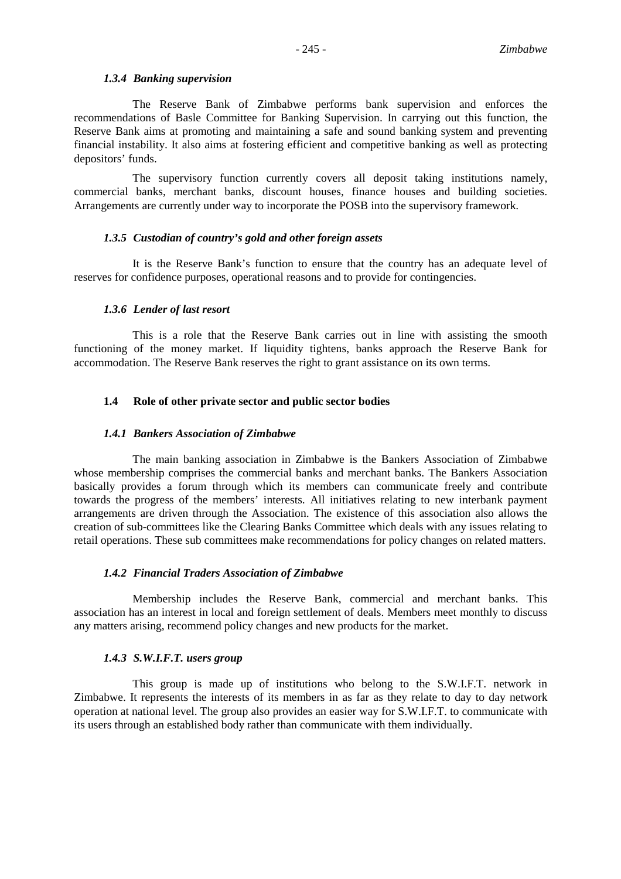#### *1.3.4 Banking supervision*

The Reserve Bank of Zimbabwe performs bank supervision and enforces the recommendations of Basle Committee for Banking Supervision. In carrying out this function, the Reserve Bank aims at promoting and maintaining a safe and sound banking system and preventing financial instability. It also aims at fostering efficient and competitive banking as well as protecting depositors' funds.

The supervisory function currently covers all deposit taking institutions namely, commercial banks, merchant banks, discount houses, finance houses and building societies. Arrangements are currently under way to incorporate the POSB into the supervisory framework.

#### *1.3.5 Custodian of country's gold and other foreign assets*

It is the Reserve Bank's function to ensure that the country has an adequate level of reserves for confidence purposes, operational reasons and to provide for contingencies.

#### *1.3.6 Lender of last resort*

This is a role that the Reserve Bank carries out in line with assisting the smooth functioning of the money market. If liquidity tightens, banks approach the Reserve Bank for accommodation. The Reserve Bank reserves the right to grant assistance on its own terms.

### 1.4 Role of other private sector and public sector bodies

#### *1.4.1 Bankers Association of Zimbabwe*

The main banking association in Zimbabwe is the Bankers Association of Zimbabwe whose membership comprises the commercial banks and merchant banks. The Bankers Association basically provides a forum through which its members can communicate freely and contribute towards the progress of the members' interests. All initiatives relating to new interbank payment arrangements are driven through the Association. The existence of this association also allows the creation of sub-committees like the Clearing Banks Committee which deals with any issues relating to retail operations. These sub committees make recommendations for policy changes on related matters.

#### *1.4.2 Financial Traders Association of Zimbabwe*

Membership includes the Reserve Bank, commercial and merchant banks. This association has an interest in local and foreign settlement of deals. Members meet monthly to discuss any matters arising, recommend policy changes and new products for the market.

#### *1.4.3 S.W.I.F.T. users group*

This group is made up of institutions who belong to the S.W.I.F.T. network in Zimbabwe. It represents the interests of its members in as far as they relate to day to day network operation at national level. The group also provides an easier way for S.W.I.F.T. to communicate with its users through an established body rather than communicate with them individually.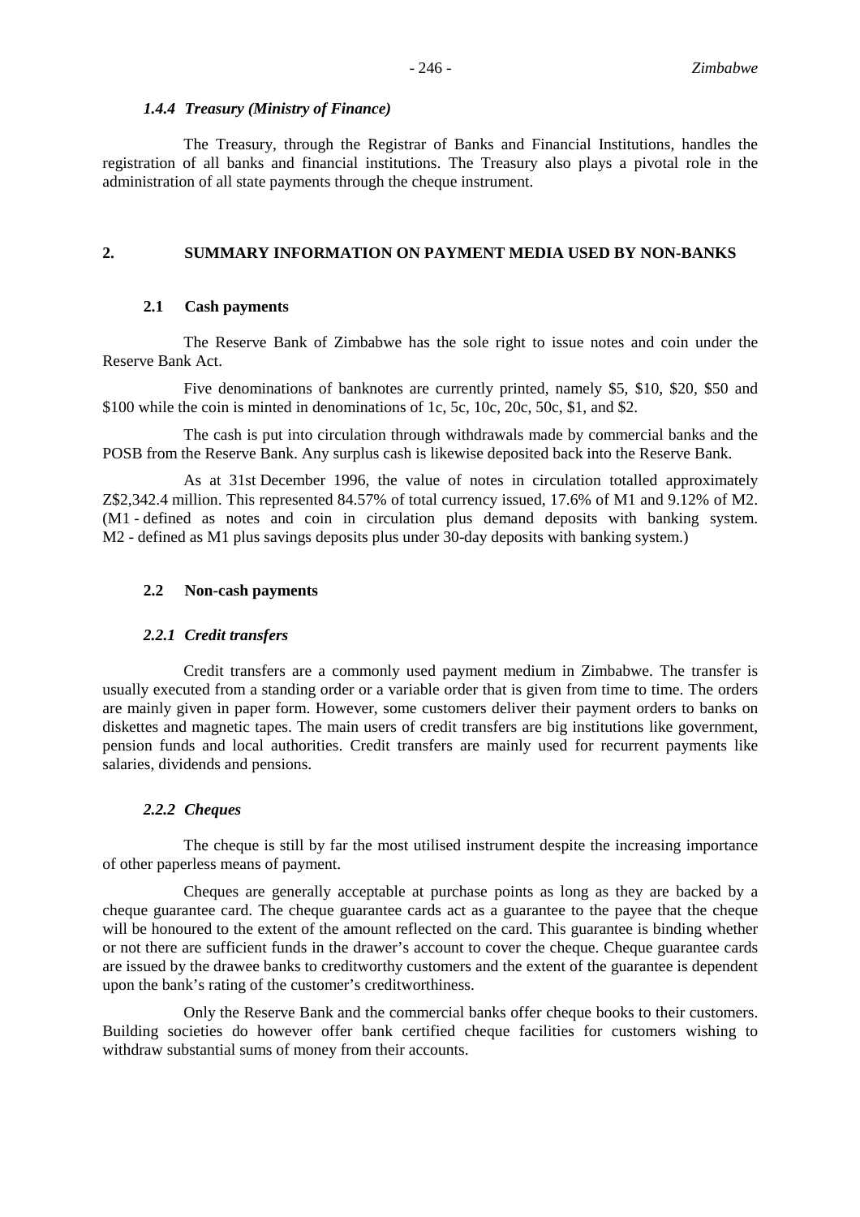#### *1.4.4 Treasury (Ministry of Finance)*

The Treasury, through the Registrar of Banks and Financial Institutions, handles the registration of all banks and financial institutions. The Treasury also plays a pivotal role in the administration of all state payments through the cheque instrument.

## 2. SUMMARY INFORMATION ON PAYMENT MEDIA USED BY NON-BANKS

### 2.1 Cash payments

The Reserve Bank of Zimbabwe has the sole right to issue notes and coin under the Reserve Bank Act.

Five denominations of banknotes are currently printed, namely $5, $10, $20, $50 and $100 while the coin is minted in denominations of 1c, 5c, 10c, 20c, 50c, $1, and $2.

The cash is put into circulation through withdrawals made by commercial banks and the POSB from the Reserve Bank. Any surplus cash is likewise deposited back into the Reserve Bank.

As at 31st December 1996, the value of notes in circulation totalled approximately Z$2,342.4 million. This represented 84.57% of total currency issued, 17.6% of M1 and 9.12% of M2. (M1 - defined as notes and coin in circulation plus demand deposits with banking system. M2 - defined as M1 plus savings deposits plus under 30-day deposits with banking system.)

### 2.2 Non-cash payments

#### *2.2.1 Credit transfers*

Credit transfers are a commonly used payment medium in Zimbabwe. The transfer is usually executed from a standing order or a variable order that is given from time to time. The orders are mainly given in paper form. However, some customers deliver their payment orders to banks on diskettes and magnetic tapes. The main users of credit transfers are big institutions like government, pension funds and local authorities. Credit transfers are mainly used for recurrent payments like salaries, dividends and pensions.

#### *2.2.2 Cheques*

The cheque is still by far the most utilised instrument despite the increasing importance of other paperless means of payment.

Cheques are generally acceptable at purchase points as long as they are backed by a cheque guarantee card. The cheque guarantee cards act as a guarantee to the payee that the cheque will be honoured to the extent of the amount reflected on the card. This guarantee is binding whether or not there are sufficient funds in the drawer's account to cover the cheque. Cheque guarantee cards are issued by the drawee banks to creditworthy customers and the extent of the guarantee is dependent upon the bank's rating of the customer's creditworthiness.

Only the Reserve Bank and the commercial banks offer cheque books to their customers. Building societies do however offer bank certified cheque facilities for customers wishing to withdraw substantial sums of money from their accounts.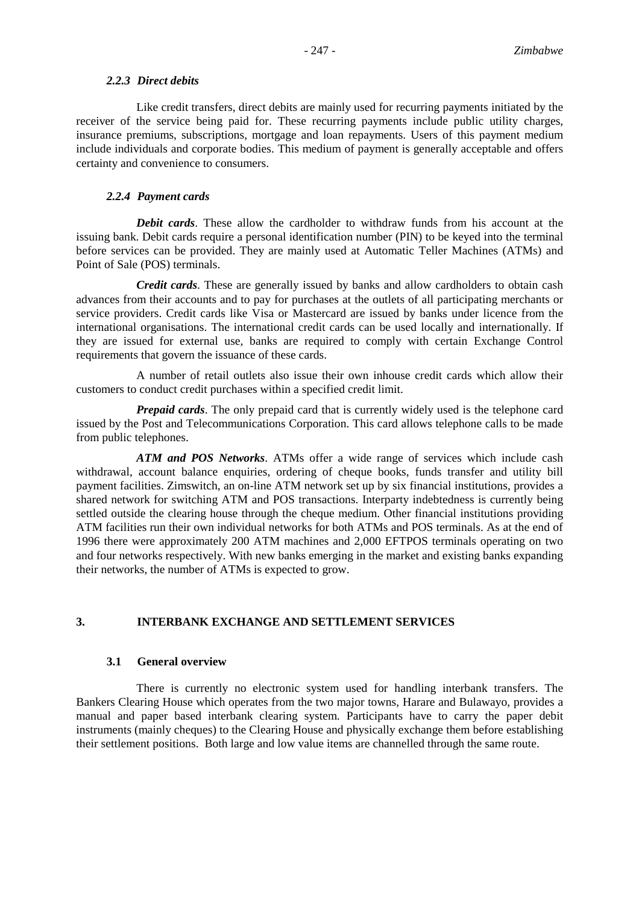#### *2.2.3 Direct debits*

Like credit transfers, direct debits are mainly used for recurring payments initiated by the receiver of the service being paid for. These recurring payments include public utility charges, insurance premiums, subscriptions, mortgage and loan repayments. Users of this payment medium include individuals and corporate bodies. This medium of payment is generally acceptable and offers certainty and convenience to consumers.

#### *2.2.4 Payment cards*

***Debit cards***. These allow the cardholder to withdraw funds from his account at the issuing bank. Debit cards require a personal identification number (PIN) to be keyed into the terminal before services can be provided. They are mainly used at Automatic Teller Machines (ATMs) and Point of Sale (POS) terminals.

***Credit cards***. These are generally issued by banks and allow cardholders to obtain cash advances from their accounts and to pay for purchases at the outlets of all participating merchants or service providers. Credit cards like Visa or Mastercard are issued by banks under licence from the international organisations. The international credit cards can be used locally and internationally. If they are issued for external use, banks are required to comply with certain Exchange Control requirements that govern the issuance of these cards.

A number of retail outlets also issue their own inhouse credit cards which allow their customers to conduct credit purchases within a specified credit limit.

***Prepaid cards***. The only prepaid card that is currently widely used is the telephone card issued by the Post and Telecommunications Corporation. This card allows telephone calls to be made from public telephones.

***ATM and POS Networks***. ATMs offer a wide range of services which include cash withdrawal, account balance enquiries, ordering of cheque books, funds transfer and utility bill payment facilities. Zimswitch, an on-line ATM network set up by six financial institutions, provides a shared network for switching ATM and POS transactions. Interparty indebtedness is currently being settled outside the clearing house through the cheque medium. Other financial institutions providing ATM facilities run their own individual networks for both ATMs and POS terminals. As at the end of 1996 there were approximately 200 ATM machines and 2,000 EFTPOS terminals operating on two and four networks respectively. With new banks emerging in the market and existing banks expanding their networks, the number of ATMs is expected to grow.

## 3. INTERBANK EXCHANGE AND SETTLEMENT SERVICES

### 3.1 General overview

There is currently no electronic system used for handling interbank transfers. The Bankers Clearing House which operates from the two major towns, Harare and Bulawayo, provides a manual and paper based interbank clearing system. Participants have to carry the paper debit instruments (mainly cheques) to the Clearing House and physically exchange them before establishing their settlement positions. Both large and low value items are channelled through the same route.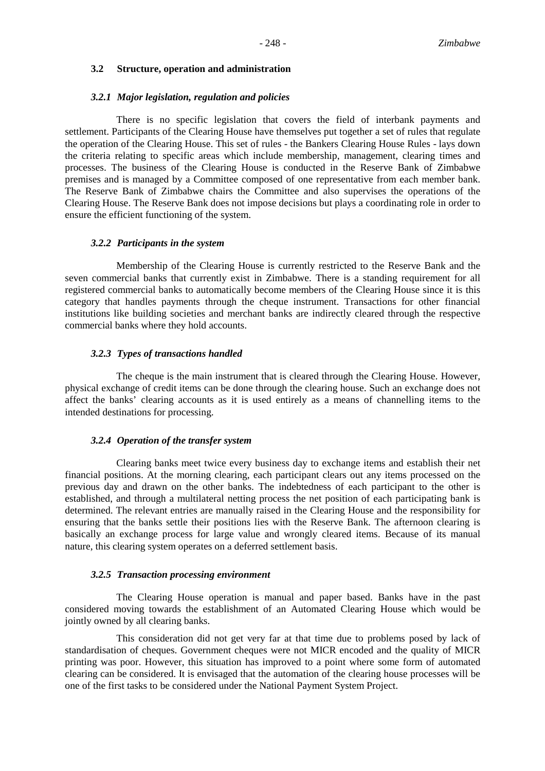### 3.2 Structure, operation and administration

#### *3.2.1 Major legislation, regulation and policies*

There is no specific legislation that covers the field of interbank payments and settlement. Participants of the Clearing House have themselves put together a set of rules that regulate the operation of the Clearing House. This set of rules - the Bankers Clearing House Rules - lays down the criteria relating to specific areas which include membership, management, clearing times and processes. The business of the Clearing House is conducted in the Reserve Bank of Zimbabwe premises and is managed by a Committee composed of one representative from each member bank. The Reserve Bank of Zimbabwe chairs the Committee and also supervises the operations of the Clearing House. The Reserve Bank does not impose decisions but plays a coordinating role in order to ensure the efficient functioning of the system.

#### *3.2.2 Participants in the system*

Membership of the Clearing House is currently restricted to the Reserve Bank and the seven commercial banks that currently exist in Zimbabwe. There is a standing requirement for all registered commercial banks to automatically become members of the Clearing House since it is this category that handles payments through the cheque instrument. Transactions for other financial institutions like building societies and merchant banks are indirectly cleared through the respective commercial banks where they hold accounts.

#### *3.2.3 Types of transactions handled*

The cheque is the main instrument that is cleared through the Clearing House. However, physical exchange of credit items can be done through the clearing house. Such an exchange does not affect the banks' clearing accounts as it is used entirely as a means of channelling items to the intended destinations for processing.

#### *3.2.4 Operation of the transfer system*

Clearing banks meet twice every business day to exchange items and establish their net financial positions. At the morning clearing, each participant clears out any items processed on the previous day and drawn on the other banks. The indebtedness of each participant to the other is established, and through a multilateral netting process the net position of each participating bank is determined. The relevant entries are manually raised in the Clearing House and the responsibility for ensuring that the banks settle their positions lies with the Reserve Bank. The afternoon clearing is basically an exchange process for large value and wrongly cleared items. Because of its manual nature, this clearing system operates on a deferred settlement basis.

#### *3.2.5 Transaction processing environment*

The Clearing House operation is manual and paper based. Banks have in the past considered moving towards the establishment of an Automated Clearing House which would be jointly owned by all clearing banks.

This consideration did not get very far at that time due to problems posed by lack of standardisation of cheques. Government cheques were not MICR encoded and the quality of MICR printing was poor. However, this situation has improved to a point where some form of automated clearing can be considered. It is envisaged that the automation of the clearing house processes will be one of the first tasks to be considered under the National Payment System Project.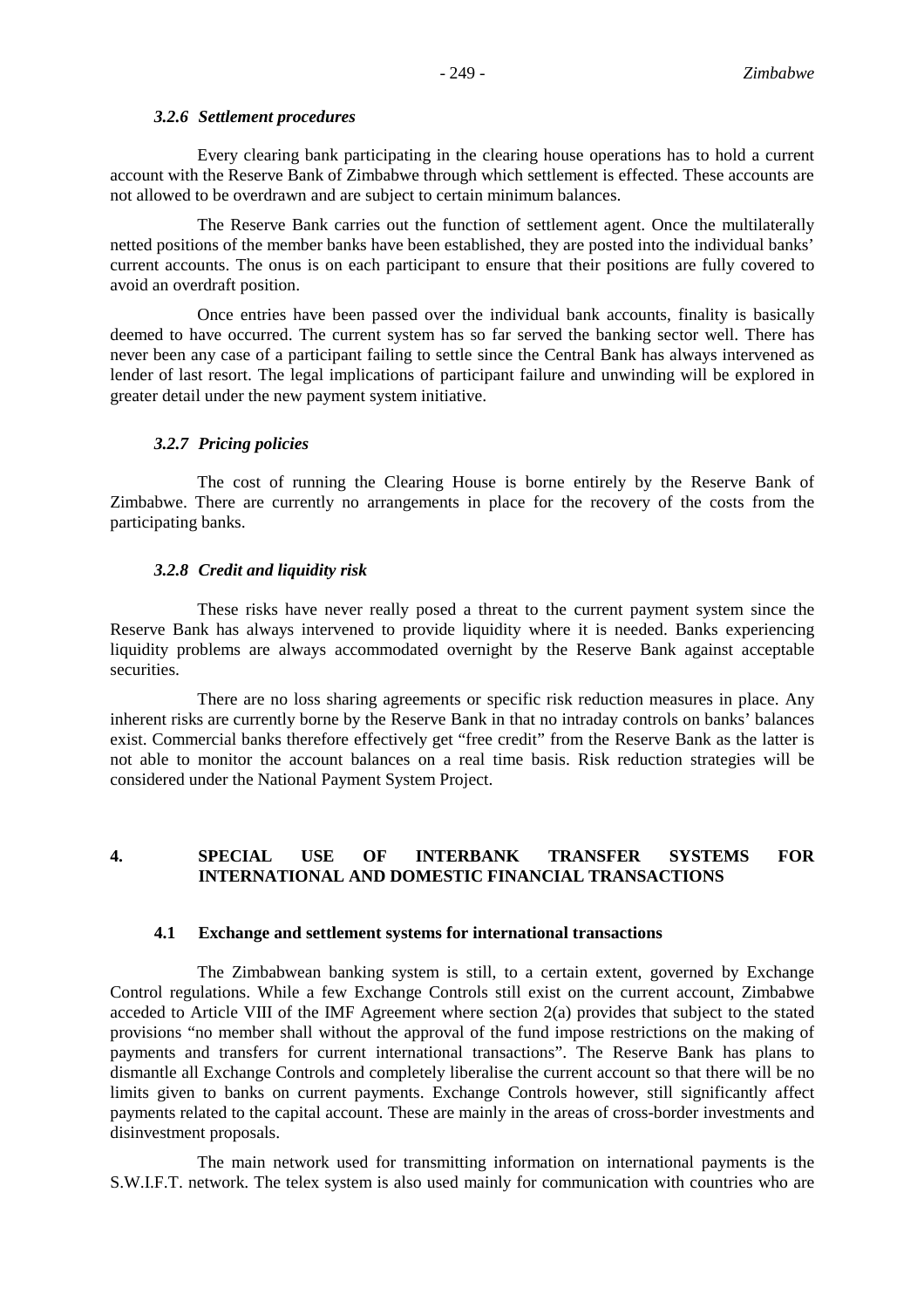#### *3.2.6 Settlement procedures*

Every clearing bank participating in the clearing house operations has to hold a current account with the Reserve Bank of Zimbabwe through which settlement is effected. These accounts are not allowed to be overdrawn and are subject to certain minimum balances.

The Reserve Bank carries out the function of settlement agent. Once the multilaterally netted positions of the member banks have been established, they are posted into the individual banks' current accounts. The onus is on each participant to ensure that their positions are fully covered to avoid an overdraft position.

Once entries have been passed over the individual bank accounts, finality is basically deemed to have occurred. The current system has so far served the banking sector well. There has never been any case of a participant failing to settle since the Central Bank has always intervened as lender of last resort. The legal implications of participant failure and unwinding will be explored in greater detail under the new payment system initiative.

#### *3.2.7 Pricing policies*

The cost of running the Clearing House is borne entirely by the Reserve Bank of Zimbabwe. There are currently no arrangements in place for the recovery of the costs from the participating banks.

#### *3.2.8 Credit and liquidity risk*

These risks have never really posed a threat to the current payment system since the Reserve Bank has always intervened to provide liquidity where it is needed. Banks experiencing liquidity problems are always accommodated overnight by the Reserve Bank against acceptable securities.

There are no loss sharing agreements or specific risk reduction measures in place. Any inherent risks are currently borne by the Reserve Bank in that no intraday controls on banks' balances exist. Commercial banks therefore effectively get "free credit" from the Reserve Bank as the latter is not able to monitor the account balances on a real time basis. Risk reduction strategies will be considered under the National Payment System Project.

## 4. SPECIAL USE OF INTERBANK TRANSFER SYSTEMS FOR INTERNATIONAL AND DOMESTIC FINANCIAL TRANSACTIONS

### 4.1 Exchange and settlement systems for international transactions

The Zimbabwean banking system is still, to a certain extent, governed by Exchange Control regulations. While a few Exchange Controls still exist on the current account, Zimbabwe acceded to Article VIII of the IMF Agreement where section 2(a) provides that subject to the stated provisions "no member shall without the approval of the fund impose restrictions on the making of payments and transfers for current international transactions". The Reserve Bank has plans to dismantle all Exchange Controls and completely liberalise the current account so that there will be no limits given to banks on current payments. Exchange Controls however, still significantly affect payments related to the capital account. These are mainly in the areas of cross-border investments and disinvestment proposals.

The main network used for transmitting information on international payments is the S.W.I.F.T. network. The telex system is also used mainly for communication with countries who are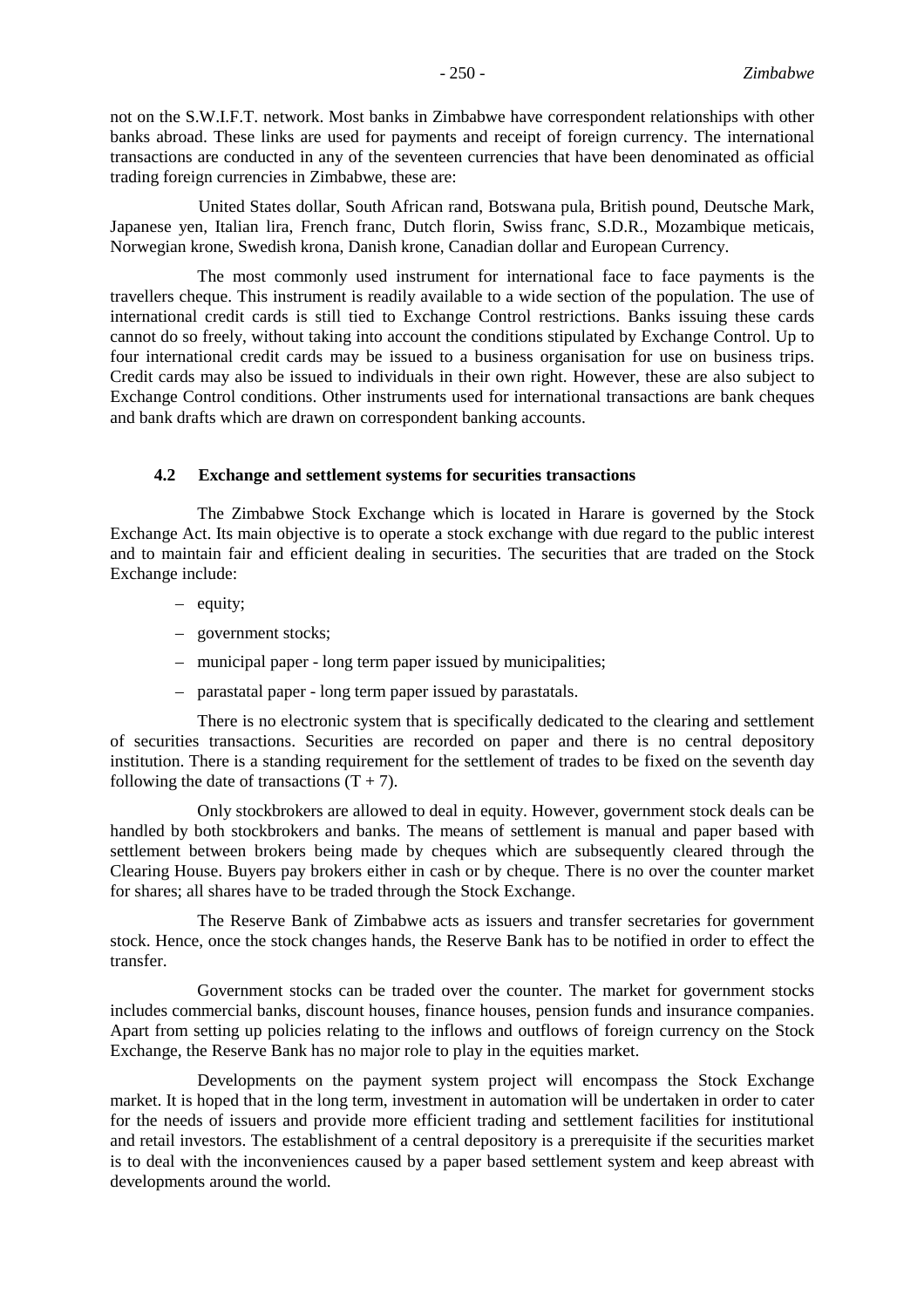not on the S.W.I.F.T. network. Most banks in Zimbabwe have correspondent relationships with other banks abroad. These links are used for payments and receipt of foreign currency. The international transactions are conducted in any of the seventeen currencies that have been denominated as official trading foreign currencies in Zimbabwe, these are:

United States dollar, South African rand, Botswana pula, British pound, Deutsche Mark, Japanese yen, Italian lira, French franc, Dutch florin, Swiss franc, S.D.R., Mozambique meticais, Norwegian krone, Swedish krona, Danish krone, Canadian dollar and European Currency.

The most commonly used instrument for international face to face payments is the travellers cheque. This instrument is readily available to a wide section of the population. The use of international credit cards is still tied to Exchange Control restrictions. Banks issuing these cards cannot do so freely, without taking into account the conditions stipulated by Exchange Control. Up to four international credit cards may be issued to a business organisation for use on business trips. Credit cards may also be issued to individuals in their own right. However, these are also subject to Exchange Control conditions. Other instruments used for international transactions are bank cheques and bank drafts which are drawn on correspondent banking accounts.

### 4.2 Exchange and settlement systems for securities transactions

The Zimbabwe Stock Exchange which is located in Harare is governed by the Stock Exchange Act. Its main objective is to operate a stock exchange with due regard to the public interest and to maintain fair and efficient dealing in securities. The securities that are traded on the Stock Exchange include:

- equity;
- government stocks;
- municipal paper - long term paper issued by municipalities;
- parastatal paper - long term paper issued by parastatals.

There is no electronic system that is specifically dedicated to the clearing and settlement of securities transactions. Securities are recorded on paper and there is no central depository institution. There is a standing requirement for the settlement of trades to be fixed on the seventh day following the date of transactions (T + 7).

Only stockbrokers are allowed to deal in equity. However, government stock deals can be handled by both stockbrokers and banks. The means of settlement is manual and paper based with settlement between brokers being made by cheques which are subsequently cleared through the Clearing House. Buyers pay brokers either in cash or by cheque. There is no over the counter market for shares; all shares have to be traded through the Stock Exchange.

The Reserve Bank of Zimbabwe acts as issuers and transfer secretaries for government stock. Hence, once the stock changes hands, the Reserve Bank has to be notified in order to effect the transfer.

Government stocks can be traded over the counter. The market for government stocks includes commercial banks, discount houses, finance houses, pension funds and insurance companies. Apart from setting up policies relating to the inflows and outflows of foreign currency on the Stock Exchange, the Reserve Bank has no major role to play in the equities market.

Developments on the payment system project will encompass the Stock Exchange market. It is hoped that in the long term, investment in automation will be undertaken in order to cater for the needs of issuers and provide more efficient trading and settlement facilities for institutional and retail investors. The establishment of a central depository is a prerequisite if the securities market is to deal with the inconveniences caused by a paper based settlement system and keep abreast with developments around the world.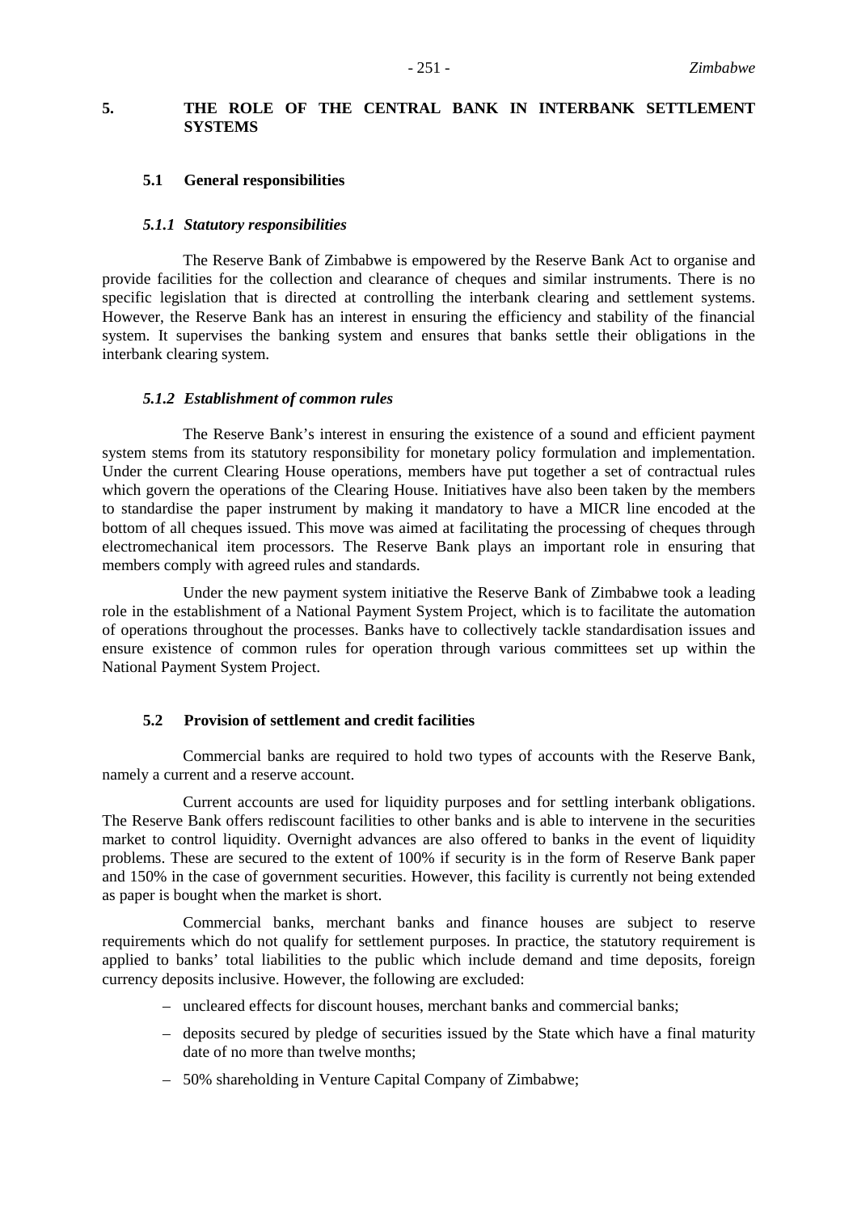## 5. THE ROLE OF THE CENTRAL BANK IN INTERBANK SETTLEMENT SYSTEMS

### 5.1 General responsibilities

#### *5.1.1 Statutory responsibilities*

The Reserve Bank of Zimbabwe is empowered by the Reserve Bank Act to organise and provide facilities for the collection and clearance of cheques and similar instruments. There is no specific legislation that is directed at controlling the interbank clearing and settlement systems. However, the Reserve Bank has an interest in ensuring the efficiency and stability of the financial system. It supervises the banking system and ensures that banks settle their obligations in the interbank clearing system.

#### *5.1.2 Establishment of common rules*

The Reserve Bank's interest in ensuring the existence of a sound and efficient payment system stems from its statutory responsibility for monetary policy formulation and implementation. Under the current Clearing House operations, members have put together a set of contractual rules which govern the operations of the Clearing House. Initiatives have also been taken by the members to standardise the paper instrument by making it mandatory to have a MICR line encoded at the bottom of all cheques issued. This move was aimed at facilitating the processing of cheques through electromechanical item processors. The Reserve Bank plays an important role in ensuring that members comply with agreed rules and standards.

Under the new payment system initiative the Reserve Bank of Zimbabwe took a leading role in the establishment of a National Payment System Project, which is to facilitate the automation of operations throughout the processes. Banks have to collectively tackle standardisation issues and ensure existence of common rules for operation through various committees set up within the National Payment System Project.

### 5.2 Provision of settlement and credit facilities

Commercial banks are required to hold two types of accounts with the Reserve Bank, namely a current and a reserve account.

Current accounts are used for liquidity purposes and for settling interbank obligations. The Reserve Bank offers rediscount facilities to other banks and is able to intervene in the securities market to control liquidity. Overnight advances are also offered to banks in the event of liquidity problems. These are secured to the extent of 100% if security is in the form of Reserve Bank paper and 150% in the case of government securities. However, this facility is currently not being extended as paper is bought when the market is short.

Commercial banks, merchant banks and finance houses are subject to reserve requirements which do not qualify for settlement purposes. In practice, the statutory requirement is applied to banks' total liabilities to the public which include demand and time deposits, foreign currency deposits inclusive. However, the following are excluded:

- uncleared effects for discount houses, merchant banks and commercial banks;
- deposits secured by pledge of securities issued by the State which have a final maturity date of no more than twelve months;
- 50% shareholding in Venture Capital Company of Zimbabwe;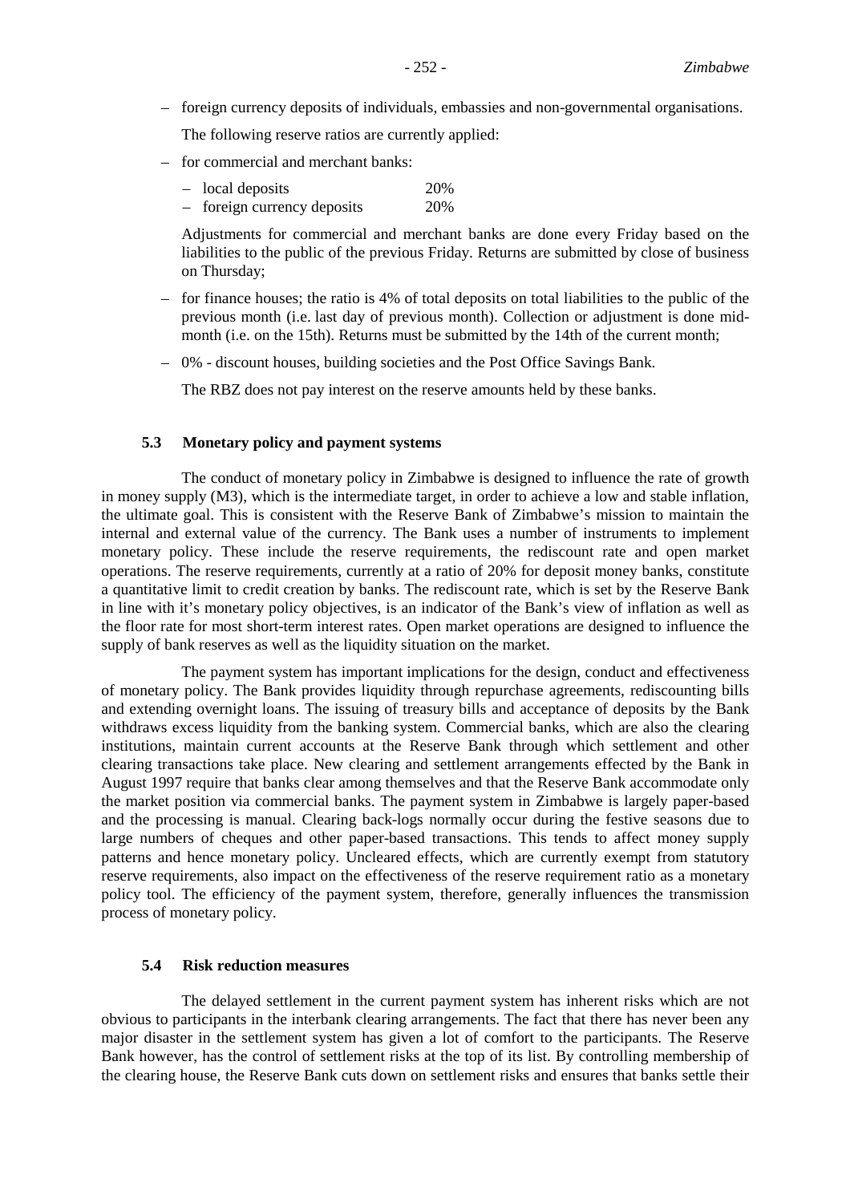– foreign currency deposits of individuals, embassies and non-governmental organisations.

The following reserve ratios are currently applied:

– for commercial and merchant banks:

  – local deposits 20%
  – foreign currency deposits 20%

  Adjustments for commercial and merchant banks are done every Friday based on the liabilities to the public of the previous Friday. Returns are submitted by close of business on Thursday;

– for finance houses; the ratio is 4% of total deposits on total liabilities to the public of the previous month (i.e. last day of previous month). Collection or adjustment is done mid-month (i.e. on the 15th). Returns must be submitted by the 14th of the current month;

– 0% - discount houses, building societies and the Post Office Savings Bank.

  The RBZ does not pay interest on the reserve amounts held by these banks.

### 5.3 Monetary policy and payment systems

The conduct of monetary policy in Zimbabwe is designed to influence the rate of growth in money supply (M3), which is the intermediate target, in order to achieve a low and stable inflation, the ultimate goal. This is consistent with the Reserve Bank of Zimbabwe's mission to maintain the internal and external value of the currency. The Bank uses a number of instruments to implement monetary policy. These include the reserve requirements, the rediscount rate and open market operations. The reserve requirements, currently at a ratio of 20% for deposit money banks, constitute a quantitative limit to credit creation by banks. The rediscount rate, which is set by the Reserve Bank in line with it's monetary policy objectives, is an indicator of the Bank's view of inflation as well as the floor rate for most short-term interest rates. Open market operations are designed to influence the supply of bank reserves as well as the liquidity situation on the market.

The payment system has important implications for the design, conduct and effectiveness of monetary policy. The Bank provides liquidity through repurchase agreements, rediscounting bills and extending overnight loans. The issuing of treasury bills and acceptance of deposits by the Bank withdraws excess liquidity from the banking system. Commercial banks, which are also the clearing institutions, maintain current accounts at the Reserve Bank through which settlement and other clearing transactions take place. New clearing and settlement arrangements effected by the Bank in August 1997 require that banks clear among themselves and that the Reserve Bank accommodate only the market position via commercial banks. The payment system in Zimbabwe is largely paper-based and the processing is manual. Clearing back-logs normally occur during the festive seasons due to large numbers of cheques and other paper-based transactions. This tends to affect money supply patterns and hence monetary policy. Uncleared effects, which are currently exempt from statutory reserve requirements, also impact on the effectiveness of the reserve requirement ratio as a monetary policy tool. The efficiency of the payment system, therefore, generally influences the transmission process of monetary policy.

### 5.4 Risk reduction measures

The delayed settlement in the current payment system has inherent risks which are not obvious to participants in the interbank clearing arrangements. The fact that there has never been any major disaster in the settlement system has given a lot of comfort to the participants. The Reserve Bank however, has the control of settlement risks at the top of its list. By controlling membership of the clearing house, the Reserve Bank cuts down on settlement risks and ensures that banks settle their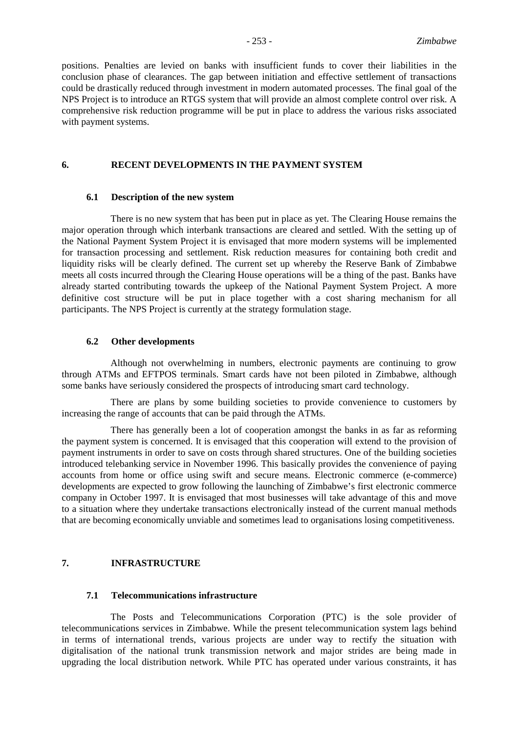positions. Penalties are levied on banks with insufficient funds to cover their liabilities in the conclusion phase of clearances. The gap between initiation and effective settlement of transactions could be drastically reduced through investment in modern automated processes. The final goal of the NPS Project is to introduce an RTGS system that will provide an almost complete control over risk. A comprehensive risk reduction programme will be put in place to address the various risks associated with payment systems.

## 6. RECENT DEVELOPMENTS IN THE PAYMENT SYSTEM

### 6.1 Description of the new system

There is no new system that has been put in place as yet. The Clearing House remains the major operation through which interbank transactions are cleared and settled. With the setting up of the National Payment System Project it is envisaged that more modern systems will be implemented for transaction processing and settlement. Risk reduction measures for containing both credit and liquidity risks will be clearly defined. The current set up whereby the Reserve Bank of Zimbabwe meets all costs incurred through the Clearing House operations will be a thing of the past. Banks have already started contributing towards the upkeep of the National Payment System Project. A more definitive cost structure will be put in place together with a cost sharing mechanism for all participants. The NPS Project is currently at the strategy formulation stage.

### 6.2 Other developments

Although not overwhelming in numbers, electronic payments are continuing to grow through ATMs and EFTPOS terminals. Smart cards have not been piloted in Zimbabwe, although some banks have seriously considered the prospects of introducing smart card technology.

There are plans by some building societies to provide convenience to customers by increasing the range of accounts that can be paid through the ATMs.

There has generally been a lot of cooperation amongst the banks in as far as reforming the payment system is concerned. It is envisaged that this cooperation will extend to the provision of payment instruments in order to save on costs through shared structures. One of the building societies introduced telebanking service in November 1996. This basically provides the convenience of paying accounts from home or office using swift and secure means. Electronic commerce (e-commerce) developments are expected to grow following the launching of Zimbabwe's first electronic commerce company in October 1997. It is envisaged that most businesses will take advantage of this and move to a situation where they undertake transactions electronically instead of the current manual methods that are becoming economically unviable and sometimes lead to organisations losing competitiveness.

## 7. INFRASTRUCTURE

### 7.1 Telecommunications infrastructure

The Posts and Telecommunications Corporation (PTC) is the sole provider of telecommunications services in Zimbabwe. While the present telecommunication system lags behind in terms of international trends, various projects are under way to rectify the situation with digitalisation of the national trunk transmission network and major strides are being made in upgrading the local distribution network. While PTC has operated under various constraints, it has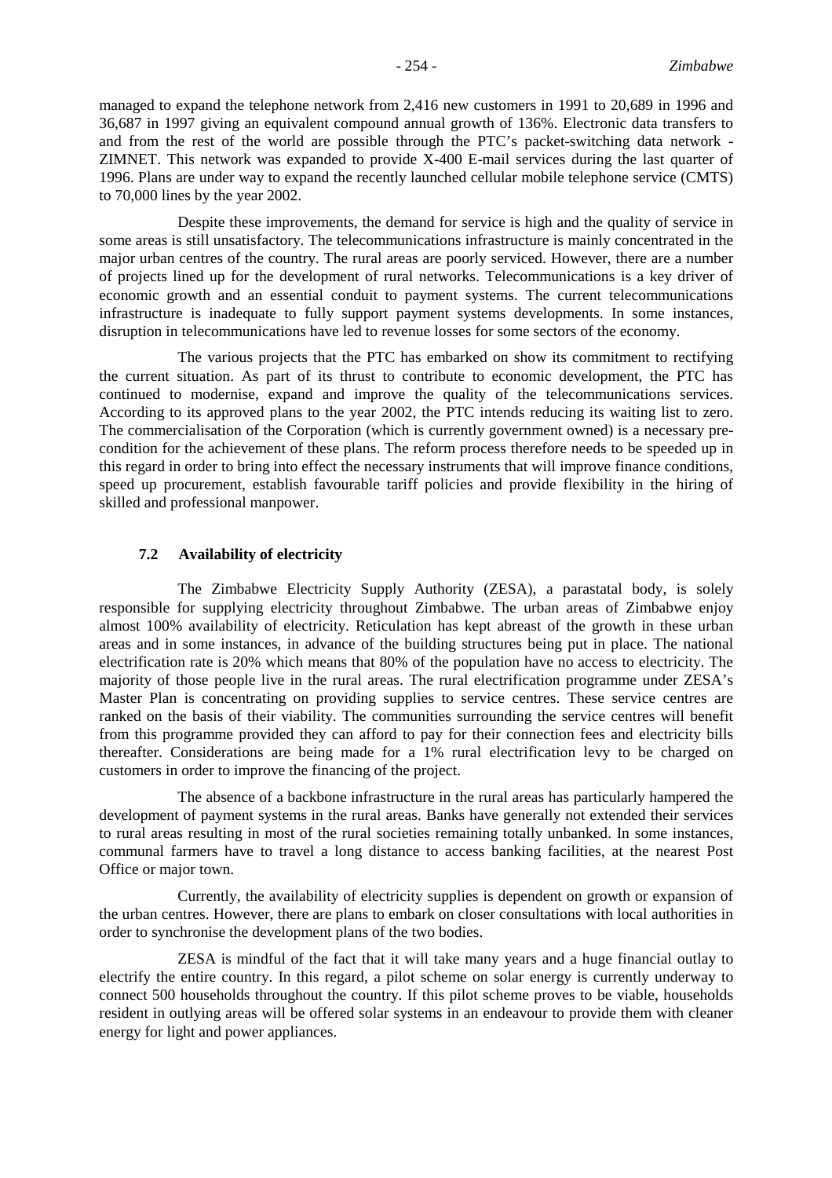managed to expand the telephone network from 2,416 new customers in 1991 to 20,689 in 1996 and 36,687 in 1997 giving an equivalent compound annual growth of 136%. Electronic data transfers to and from the rest of the world are possible through the PTC's packet-switching data network - ZIMNET. This network was expanded to provide X-400 E-mail services during the last quarter of 1996. Plans are under way to expand the recently launched cellular mobile telephone service (CMTS) to 70,000 lines by the year 2002.

Despite these improvements, the demand for service is high and the quality of service in some areas is still unsatisfactory. The telecommunications infrastructure is mainly concentrated in the major urban centres of the country. The rural areas are poorly serviced. However, there are a number of projects lined up for the development of rural networks. Telecommunications is a key driver of economic growth and an essential conduit to payment systems. The current telecommunications infrastructure is inadequate to fully support payment systems developments. In some instances, disruption in telecommunications have led to revenue losses for some sectors of the economy.

The various projects that the PTC has embarked on show its commitment to rectifying the current situation. As part of its thrust to contribute to economic development, the PTC has continued to modernise, expand and improve the quality of the telecommunications services. According to its approved plans to the year 2002, the PTC intends reducing its waiting list to zero. The commercialisation of the Corporation (which is currently government owned) is a necessary pre-condition for the achievement of these plans. The reform process therefore needs to be speeded up in this regard in order to bring into effect the necessary instruments that will improve finance conditions, speed up procurement, establish favourable tariff policies and provide flexibility in the hiring of skilled and professional manpower.

### 7.2 Availability of electricity

The Zimbabwe Electricity Supply Authority (ZESA), a parastatal body, is solely responsible for supplying electricity throughout Zimbabwe. The urban areas of Zimbabwe enjoy almost 100% availability of electricity. Reticulation has kept abreast of the growth in these urban areas and in some instances, in advance of the building structures being put in place. The national electrification rate is 20% which means that 80% of the population have no access to electricity. The majority of those people live in the rural areas. The rural electrification programme under ZESA's Master Plan is concentrating on providing supplies to service centres. These service centres are ranked on the basis of their viability. The communities surrounding the service centres will benefit from this programme provided they can afford to pay for their connection fees and electricity bills thereafter. Considerations are being made for a 1% rural electrification levy to be charged on customers in order to improve the financing of the project.

The absence of a backbone infrastructure in the rural areas has particularly hampered the development of payment systems in the rural areas. Banks have generally not extended their services to rural areas resulting in most of the rural societies remaining totally unbanked. In some instances, communal farmers have to travel a long distance to access banking facilities, at the nearest Post Office or major town.

Currently, the availability of electricity supplies is dependent on growth or expansion of the urban centres. However, there are plans to embark on closer consultations with local authorities in order to synchronise the development plans of the two bodies.

ZESA is mindful of the fact that it will take many years and a huge financial outlay to electrify the entire country. In this regard, a pilot scheme on solar energy is currently underway to connect 500 households throughout the country. If this pilot scheme proves to be viable, households resident in outlying areas will be offered solar systems in an endeavour to provide them with cleaner energy for light and power appliances.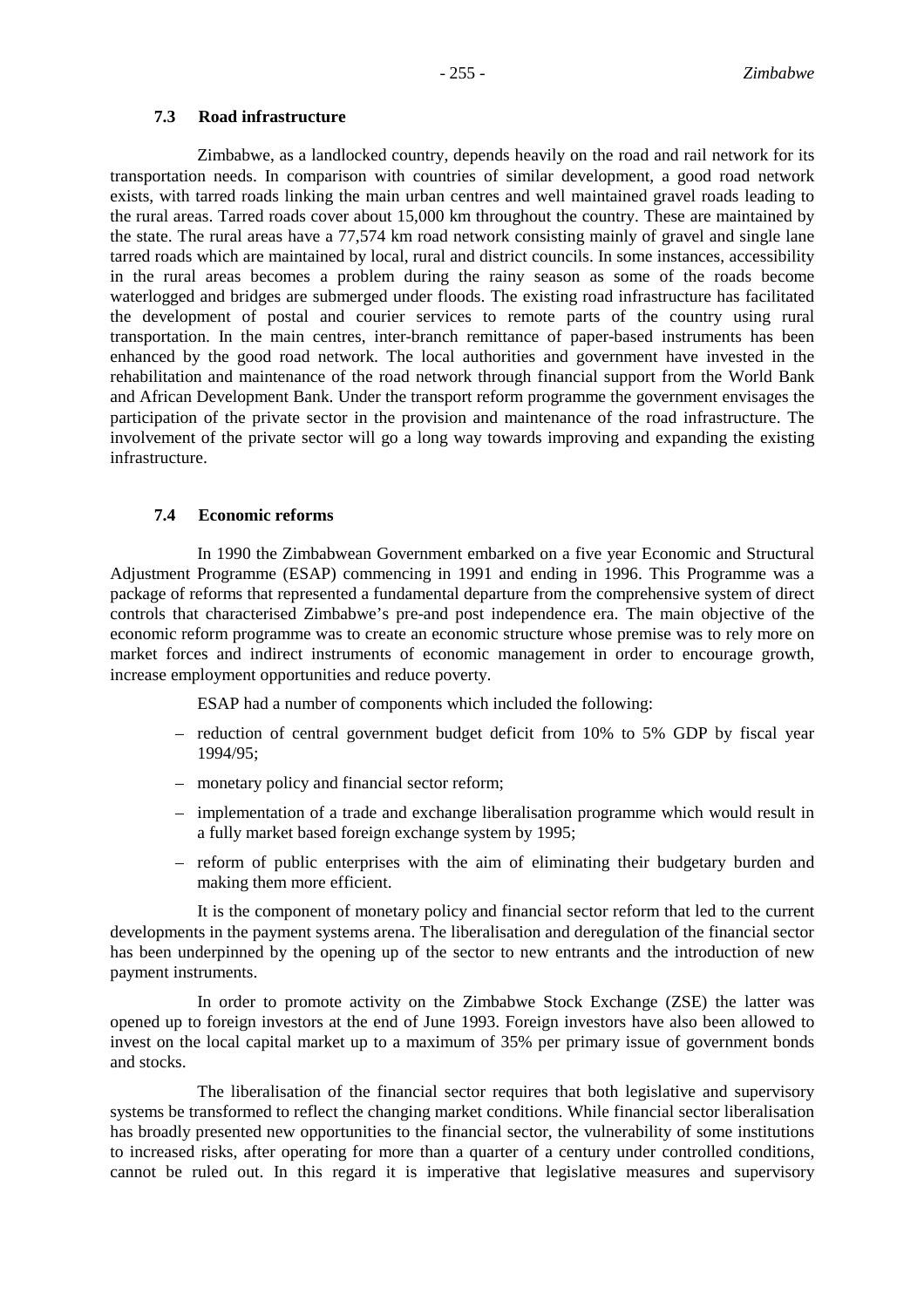### 7.3 Road infrastructure

Zimbabwe, as a landlocked country, depends heavily on the road and rail network for its transportation needs. In comparison with countries of similar development, a good road network exists, with tarred roads linking the main urban centres and well maintained gravel roads leading to the rural areas. Tarred roads cover about 15,000 km throughout the country. These are maintained by the state. The rural areas have a 77,574 km road network consisting mainly of gravel and single lane tarred roads which are maintained by local, rural and district councils. In some instances, accessibility in the rural areas becomes a problem during the rainy season as some of the roads become waterlogged and bridges are submerged under floods. The existing road infrastructure has facilitated the development of postal and courier services to remote parts of the country using rural transportation. In the main centres, inter-branch remittance of paper-based instruments has been enhanced by the good road network. The local authorities and government have invested in the rehabilitation and maintenance of the road network through financial support from the World Bank and African Development Bank. Under the transport reform programme the government envisages the participation of the private sector in the provision and maintenance of the road infrastructure. The involvement of the private sector will go a long way towards improving and expanding the existing infrastructure.

### 7.4 Economic reforms

In 1990 the Zimbabwean Government embarked on a five year Economic and Structural Adjustment Programme (ESAP) commencing in 1991 and ending in 1996. This Programme was a package of reforms that represented a fundamental departure from the comprehensive system of direct controls that characterised Zimbabwe's pre-and post independence era. The main objective of the economic reform programme was to create an economic structure whose premise was to rely more on market forces and indirect instruments of economic management in order to encourage growth, increase employment opportunities and reduce poverty.

ESAP had a number of components which included the following:

- reduction of central government budget deficit from 10% to 5% GDP by fiscal year 1994/95;
- monetary policy and financial sector reform;
- implementation of a trade and exchange liberalisation programme which would result in a fully market based foreign exchange system by 1995;
- reform of public enterprises with the aim of eliminating their budgetary burden and making them more efficient.

It is the component of monetary policy and financial sector reform that led to the current developments in the payment systems arena. The liberalisation and deregulation of the financial sector has been underpinned by the opening up of the sector to new entrants and the introduction of new payment instruments.

In order to promote activity on the Zimbabwe Stock Exchange (ZSE) the latter was opened up to foreign investors at the end of June 1993. Foreign investors have also been allowed to invest on the local capital market up to a maximum of 35% per primary issue of government bonds and stocks.

The liberalisation of the financial sector requires that both legislative and supervisory systems be transformed to reflect the changing market conditions. While financial sector liberalisation has broadly presented new opportunities to the financial sector, the vulnerability of some institutions to increased risks, after operating for more than a quarter of a century under controlled conditions, cannot be ruled out. In this regard it is imperative that legislative measures and supervisory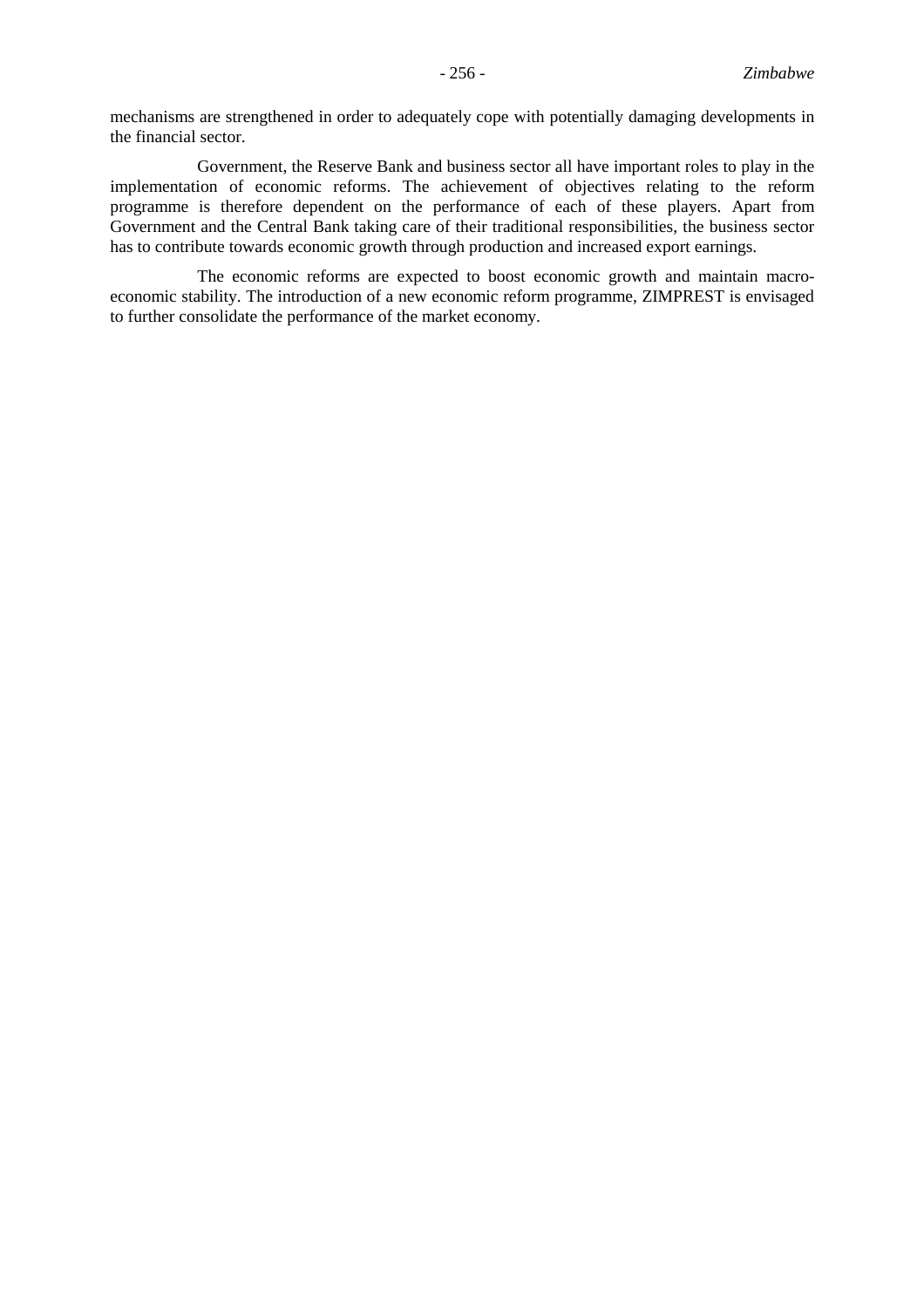mechanisms are strengthened in order to adequately cope with potentially damaging developments in the financial sector.

Government, the Reserve Bank and business sector all have important roles to play in the implementation of economic reforms. The achievement of objectives relating to the reform programme is therefore dependent on the performance of each of these players. Apart from Government and the Central Bank taking care of their traditional responsibilities, the business sector has to contribute towards economic growth through production and increased export earnings.

The economic reforms are expected to boost economic growth and maintain macro-economic stability. The introduction of a new economic reform programme, ZIMPREST is envisaged to further consolidate the performance of the market economy.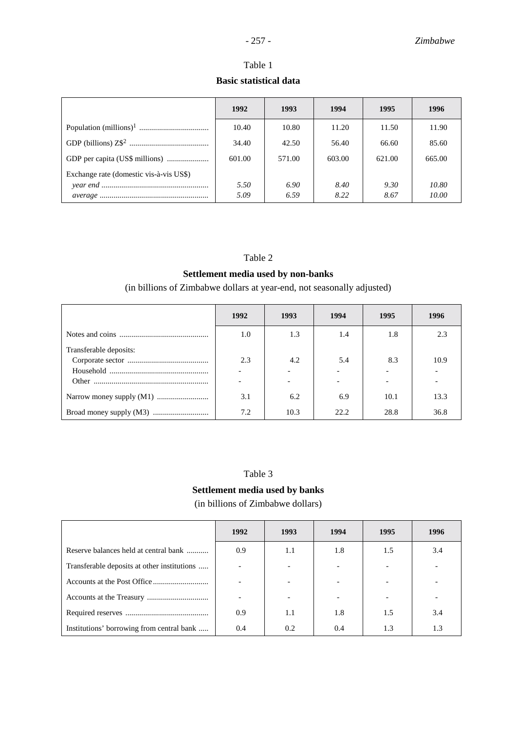Table 1

**Basic statistical data**

| | 1992 | 1993 | 1994 | 1995 | 1996 |
|---|---|---|---|---|---|
| Population (millions)[1] | 10.40 | 10.80 | 11.20 | 11.50 | 11.90 |
| GDP (billions) Z$[2] | 34.40 | 42.50 | 56.40 | 66.60 | 85.60 |
| GDP per capita (US$ millions) | 601.00 | 571.00 | 603.00 | 621.00 | 665.00 |
| Exchange rate (domestic vis-à-vis US$) | | | | | |
| *year end* | *5.50* | *6.90* | *8.40* | *9.30* | *10.80* |
| *average* | *5.09* | *6.59* | *8.22* | *8.67* | *10.00* |

Table 2

**Settlement media used by non-banks**

(in billions of Zimbabwe dollars at year-end, not seasonally adjusted)

| | 1992 | 1993 | 1994 | 1995 | 1996 |
|---|---|---|---|---|---|
| Notes and coins | 1.0 | 1.3 | 1.4 | 1.8 | 2.3 |
| Transferable deposits: | | | | | |
| Corporate sector | 2.3 | 4.2 | 5.4 | 8.3 | 10.9 |
| Household | - | - | - | - | - |
| Other | - | - | - | - | - |
| Narrow money supply (M1) | 3.1 | 6.2 | 6.9 | 10.1 | 13.3 |
| Broad money supply (M3) | 7.2 | 10.3 | 22.2 | 28.8 | 36.8 |

Table 3

**Settlement media used by banks**

(in billions of Zimbabwe dollars)

| | 1992 | 1993 | 1994 | 1995 | 1996 |
|---|---|---|---|---|---|
| Reserve balances held at central bank | 0.9 | 1.1 | 1.8 | 1.5 | 3.4 |
| Transferable deposits at other institutions | - | - | - | - | - |
| Accounts at the Post Office | - | - | - | - | - |
| Accounts at the Treasury | - | - | - | - | - |
| Required reserves | 0.9 | 1.1 | 1.8 | 1.5 | 3.4 |
| Institutions' borrowing from central bank | 0.4 | 0.2 | 0.4 | 1.3 | 1.3 |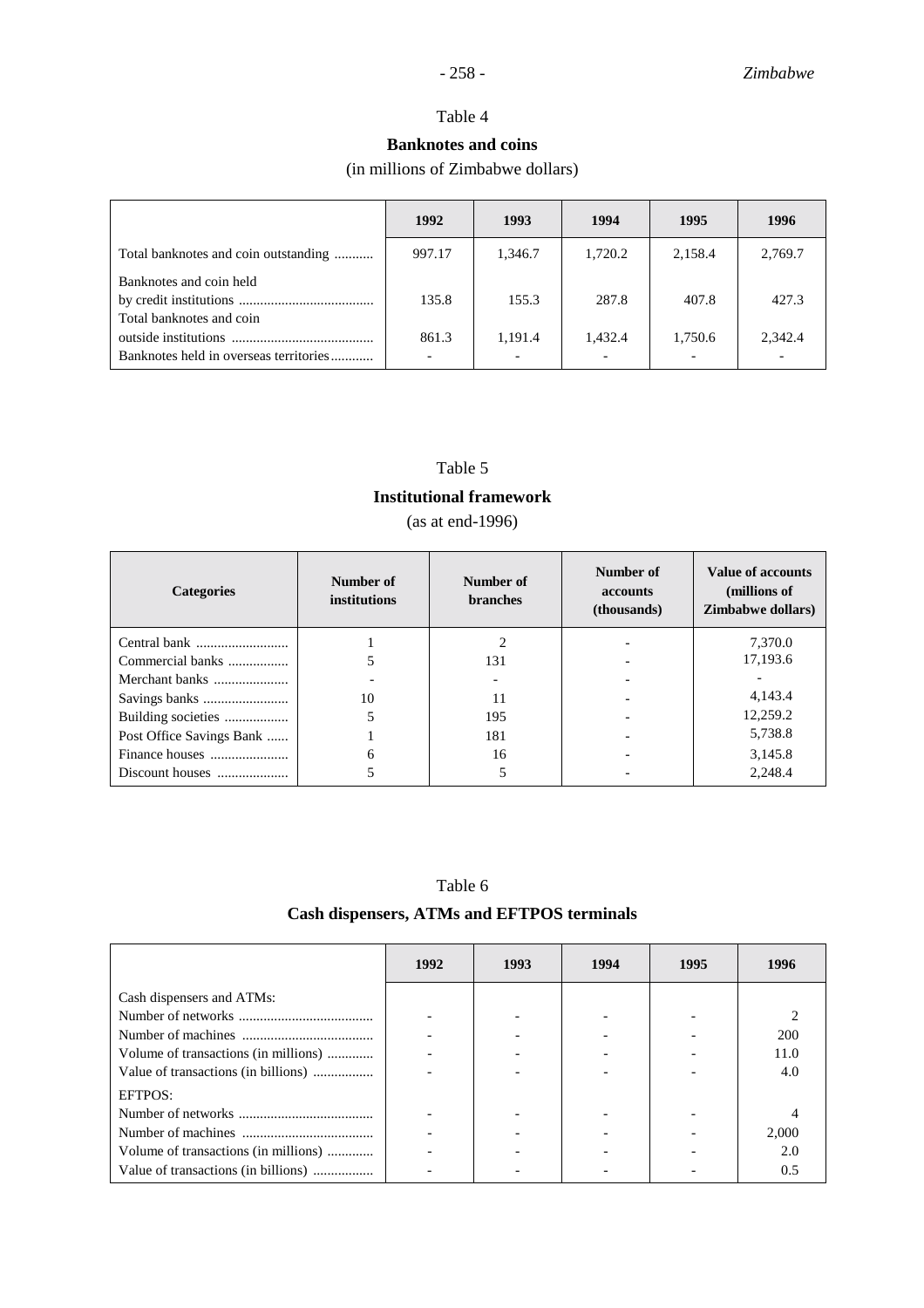## Table 4

### Banknotes and coins

(in millions of Zimbabwe dollars)

| | 1992 | 1993 | 1994 | 1995 | 1996 |
|---|---|---|---|---|---|
| Total banknotes and coin outstanding | 997.17 | 1,346.7 | 1,720.2 | 2,158.4 | 2,769.7 |
| Banknotes and coin held by credit institutions | 135.8 | 155.3 | 287.8 | 407.8 | 427.3 |
| Total banknotes and coin outside institutions | 861.3 | 1,191.4 | 1,432.4 | 1,750.6 | 2,342.4 |
| Banknotes held in overseas territories | - | - | - | - | - |

## Table 5

### Institutional framework

(as at end-1996)

| Categories | Number of institutions | Number of branches | Number of accounts (thousands) | Value of accounts (millions of Zimbabwe dollars) |
|---|---|---|---|---|
| Central bank | 1 | 2 | - | 7,370.0 |
| Commercial banks | 5 | 131 | - | 17,193.6 |
| Merchant banks | - | - | - | - |
| Savings banks | 10 | 11 | - | 4,143.4 |
| Building societies | 5 | 195 | - | 12,259.2 |
| Post Office Savings Bank | 1 | 181 | - | 5,738.8 |
| Finance houses | 6 | 16 | - | 3,145.8 |
| Discount houses | 5 | 5 | - | 2,248.4 |

## Table 6

### Cash dispensers, ATMs and EFTPOS terminals

| | 1992 | 1993 | 1994 | 1995 | 1996 |
|---|---|---|---|---|---|
| Cash dispensers and ATMs: | | | | | |
| Number of networks | - | - | - | - | 2 |
| Number of machines | - | - | - | - | 200 |
| Volume of transactions (in millions) | - | - | - | - | 11.0 |
| Value of transactions (in billions) | - | - | - | - | 4.0 |
| EFTPOS: | | | | | |
| Number of networks | - | - | - | - | 4 |
| Number of machines | - | - | - | - | 2,000 |
| Volume of transactions (in millions) | - | - | - | - | 2.0 |
| Value of transactions (in billions) | - | - | - | - | 0.5 |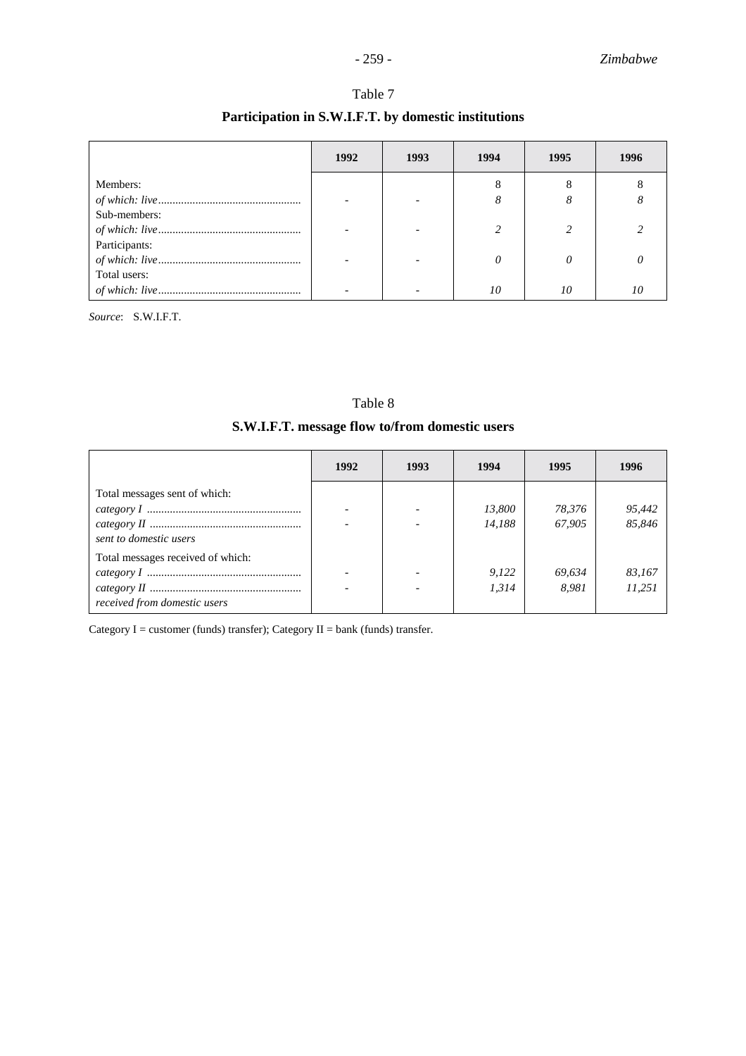Table 7

**Participation in S.W.I.F.T. by domestic institutions**

| | 1992 | 1993 | 1994 | 1995 | 1996 |
|---|---|---|---|---|---|
| Members: | | | 8 | 8 | 8 |
| *of which: live* | - | - | *8* | *8* | *8* |
| Sub-members: | | | | | |
| *of which: live* | - | - | *2* | *2* | *2* |
| Participants: | | | | | |
| *of which: live* | - | - | *0* | *0* | *0* |
| Total users: | | | | | |
| *of which: live* | - | - | *10* | *10* | *10* |

*Source*: S.W.I.F.T.

Table 8

**S.W.I.F.T. message flow to/from domestic users**

| | 1992 | 1993 | 1994 | 1995 | 1996 |
|---|---|---|---|---|---|
| Total messages sent of which: | | | | | |
| *category I* | - | - | *13,800* | *78,376* | *95,442* |
| *category II* | - | - | *14,188* | *67,905* | *85,846* |
| *sent to domestic users* | | | | | |
| Total messages received of which: | | | | | |
| *category I* | - | - | *9,122* | *69,634* | *83,167* |
| *category II* | - | - | *1,314* | *8,981* | *11,251* |
| *received from domestic users* | | | | | |

Category I = customer (funds) transfer; Category II = bank (funds) transfer.